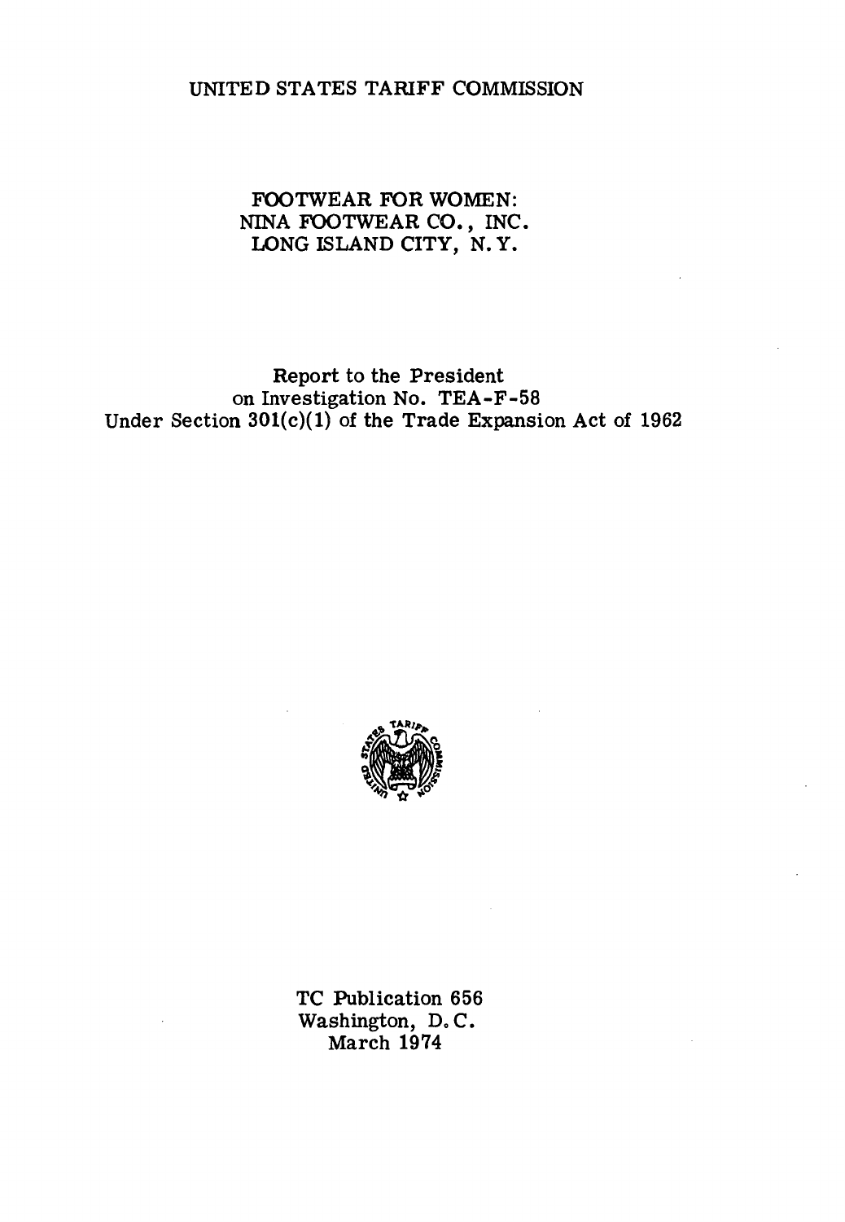UNITED STATES TARIFF COMMISSION

# FOOTWEAR FOR WOMEN: NINA FOOTWEAR CO., INC. LONG ISLAND CITY, N.Y.

Report to the President
on Investigation No. TEA-F-58
Under Section 301(c)(1) of the Trade Expansion Act of 1962

TC Publication 656
Washington, D.C.
March 1974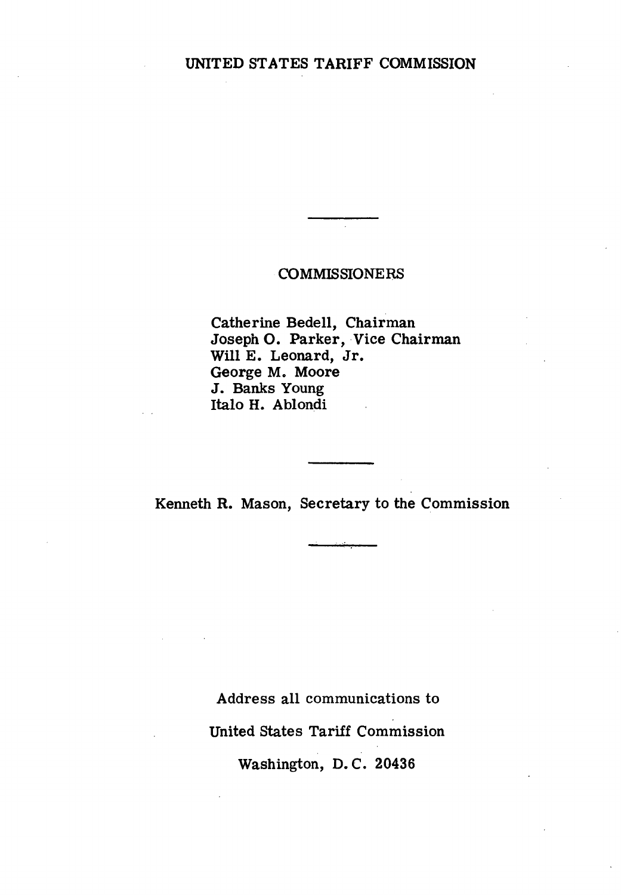# UNITED STATES TARIFF COMMISSION

---

## COMMISSIONERS

Catherine Bedell, Chairman
Joseph O. Parker, Vice Chairman
Will E. Leonard, Jr.
George M. Moore
J. Banks Young
Italo H. Ablondi

---

Kenneth R. Mason, Secretary to the Commission

---

Address all communications to

United States Tariff Commission

Washington, D. C. 20436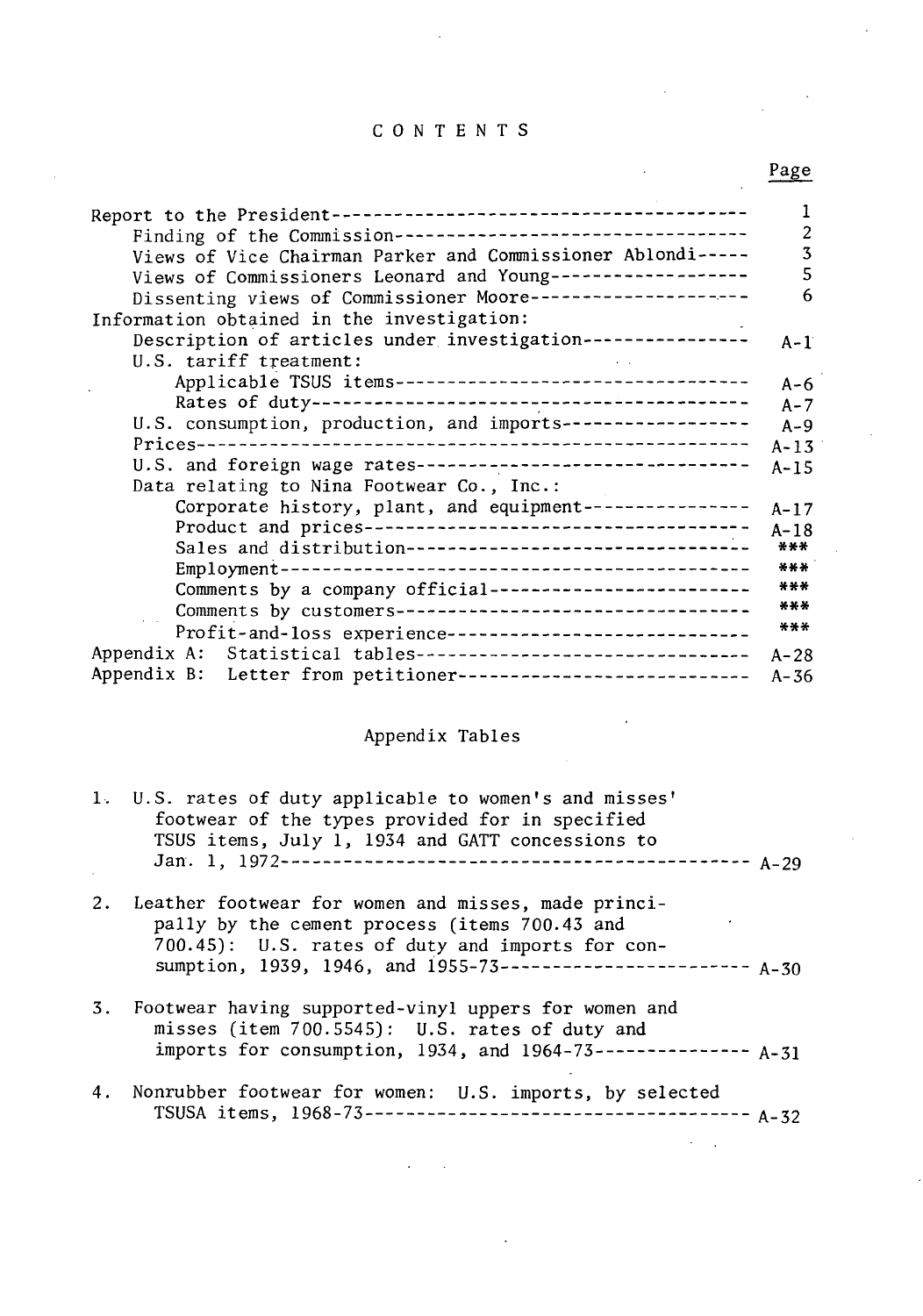# CONTENTS

| | Page |
|---|---|
| Report to the President | 1 |
| Finding of the Commission | 2 |
| Views of Vice Chairman Parker and Commissioner Ablondi | 3 |
| Views of Commissioners Leonard and Young | 5 |
| Dissenting views of Commissioner Moore | 6 |
| Information obtained in the investigation: | |
| Description of articles under investigation | A-1 |
| U.S. tariff treatment: | |
| Applicable TSUS items | A-6 |
| Rates of duty | A-7 |
| U.S. consumption, production, and imports | A-9 |
| Prices | A-13 |
| U.S. and foreign wage rates | A-15 |
| Data relating to Nina Footwear Co., Inc.: | |
| Corporate history, plant, and equipment | A-17 |
| Product and prices | A-18 |
| Sales and distribution | *** |
| Employment | *** |
| Comments by a company official | *** |
| Comments by customers | *** |
| Profit-and-loss experience | *** |
| Appendix A: Statistical tables | A-28 |
| Appendix B: Letter from petitioner | A-36 |

## Appendix Tables

| | Page |
|---|---|
| 1. U.S. rates of duty applicable to women's and misses' footwear of the types provided for in specified TSUS items, July 1, 1934 and GATT concessions to Jan. 1, 1972 | A-29 |
| 2. Leather footwear for women and misses, made principally by the cement process (items 700.43 and 700.45): U.S. rates of duty and imports for consumption, 1939, 1946, and 1955-73 | A-30 |
| 3. Footwear having supported-vinyl uppers for women and misses (item 700.5545): U.S. rates of duty and imports for consumption, 1934, and 1964-73 | A-31 |
| 4. Nonrubber footwear for women: U.S. imports, by selected TSUSA items, 1968-73 | A-32 |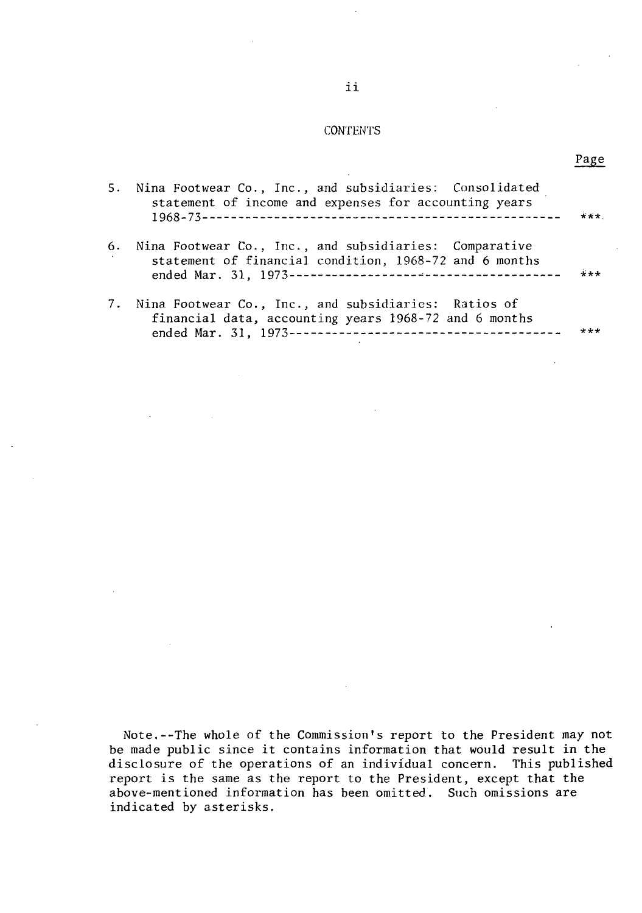CONTENTS

| | Page |
|---|---|
| 5. Nina Footwear Co., Inc., and subsidiaries: Consolidated statement of income and expenses for accounting years 1968-73 | *** |
| 6. Nina Footwear Co., Inc., and subsidiaries: Comparative statement of financial condition, 1968-72 and 6 months ended Mar. 31, 1973 | *** |
| 7. Nina Footwear Co., Inc., and subsidiaries: Ratios of financial data, accounting years 1968-72 and 6 months ended Mar. 31, 1973 | *** |

Note.--The whole of the Commission's report to the President may not be made public since it contains information that would result in the disclosure of the operations of an individual concern. This published report is the same as the report to the President, except that the above-mentioned information has been omitted. Such omissions are indicated by asterisks.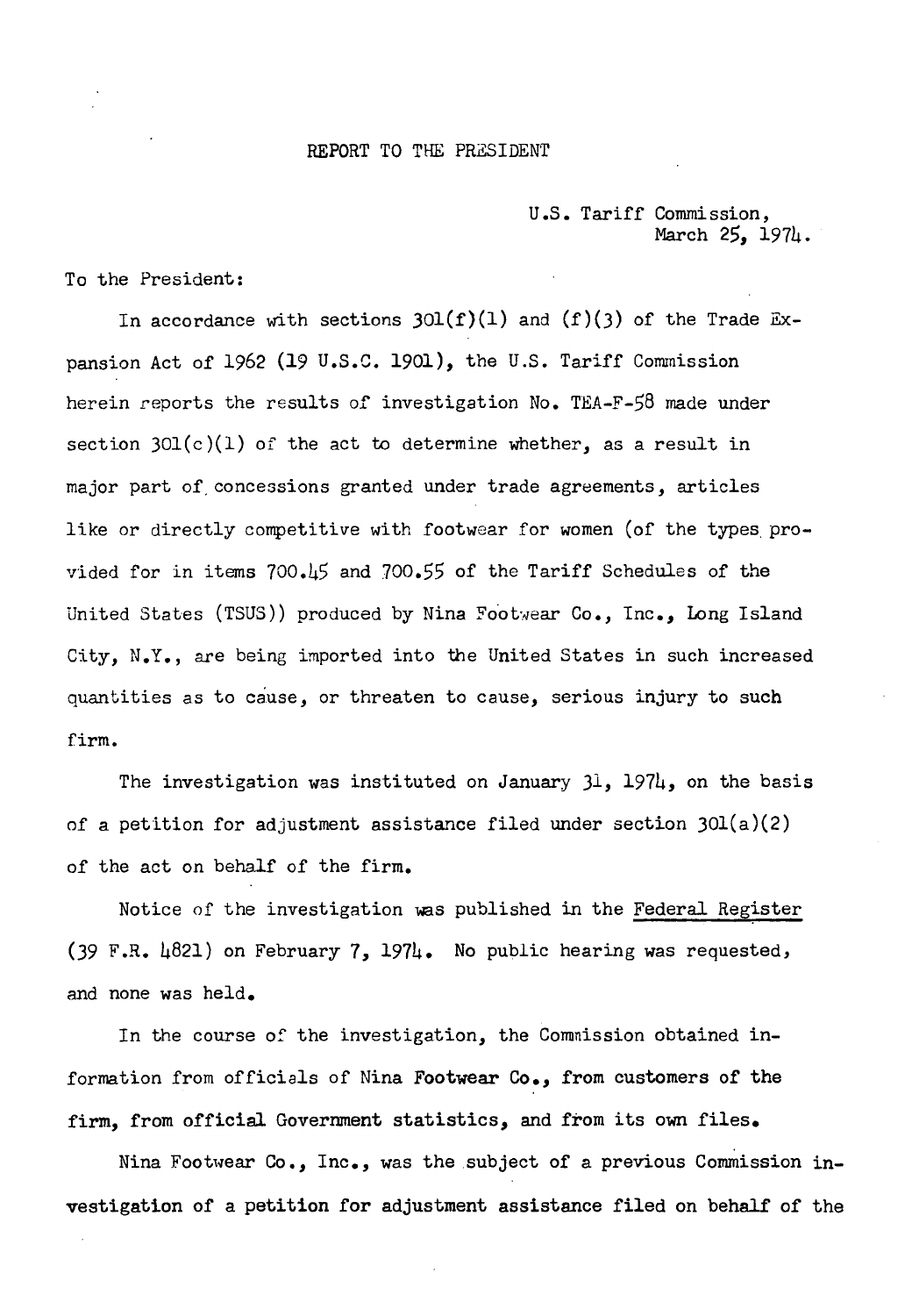REPORT TO THE PRESIDENT

U.S. Tariff Commission,
March 25, 1974.

To the President:

In accordance with sections 301(f)(1) and (f)(3) of the Trade Expansion Act of 1962 (19 U.S.C. 1901), the U.S. Tariff Commission herein reports the results of investigation No. TEA-F-58 made under section 301(c)(1) of the act to determine whether, as a result in major part of concessions granted under trade agreements, articles like or directly competitive with footwear for women (of the types provided for in items 700.45 and 700.55 of the Tariff Schedules of the United States (TSUS)) produced by Nina Footwear Co., Inc., Long Island City, N.Y., are being imported into the United States in such increased quantities as to cause, or threaten to cause, serious injury to such firm.

The investigation was instituted on January 31, 1974, on the basis of a petition for adjustment assistance filed under section 301(a)(2) of the act on behalf of the firm.

Notice of the investigation was published in the Federal Register (39 F.R. 4821) on February 7, 1974. No public hearing was requested, and none was held.

In the course of the investigation, the Commission obtained information from officials of Nina Footwear Co., from customers of the firm, from official Government statistics, and from its own files.

Nina Footwear Co., Inc., was the subject of a previous Commission investigation of a petition for adjustment assistance filed on behalf of the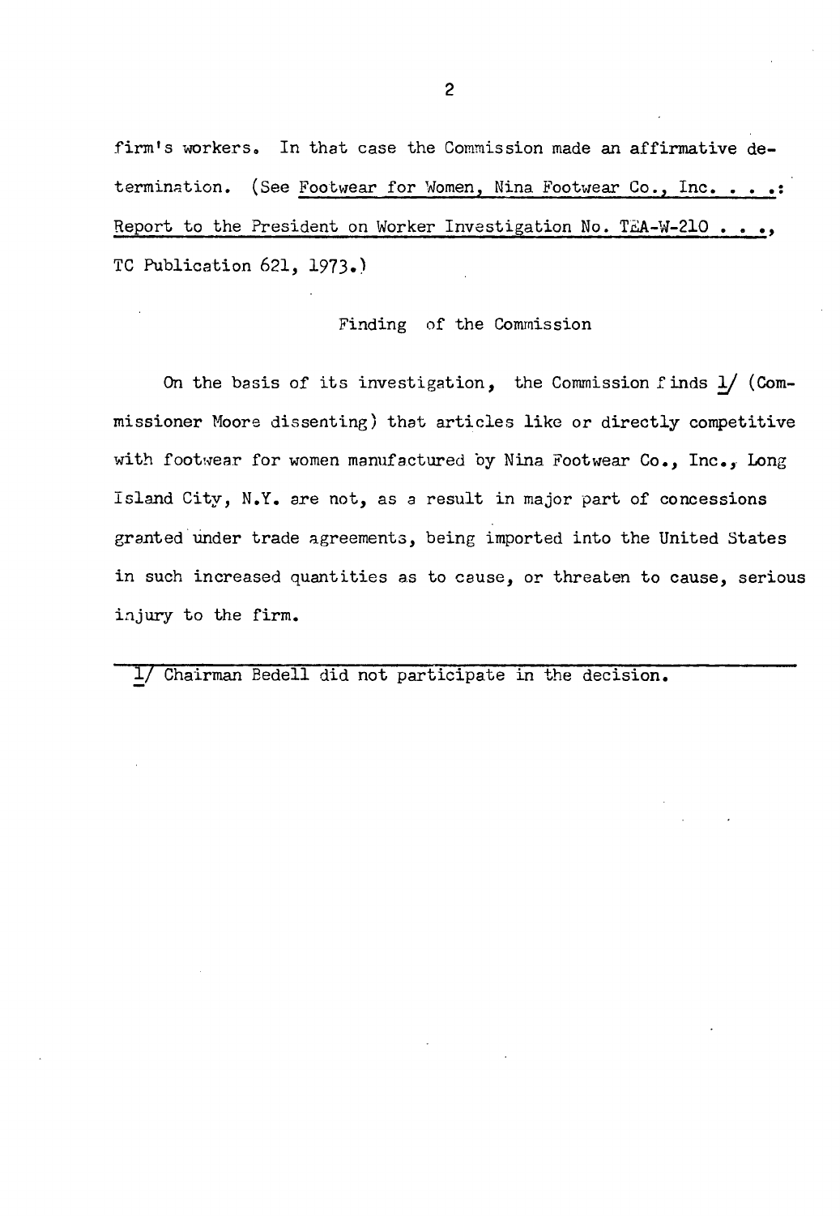firm's workers. In that case the Commission made an affirmative determination. (See Footwear for Women, Nina Footwear Co., Inc. . . .: Report to the President on Worker Investigation No. TEA-W-210 . . ., TC Publication 621, 1973.)

## Finding of the Commission

On the basis of its investigation, the Commission finds 1/ (Commissioner Moore dissenting) that articles like or directly competitive with footwear for women manufactured by Nina Footwear Co., Inc., Long Island City, N.Y. are not, as a result in major part of concessions granted under trade agreements, being imported into the United States in such increased quantities as to cause, or threaten to cause, serious injury to the firm.

---

1/ Chairman Bedell did not participate in the decision.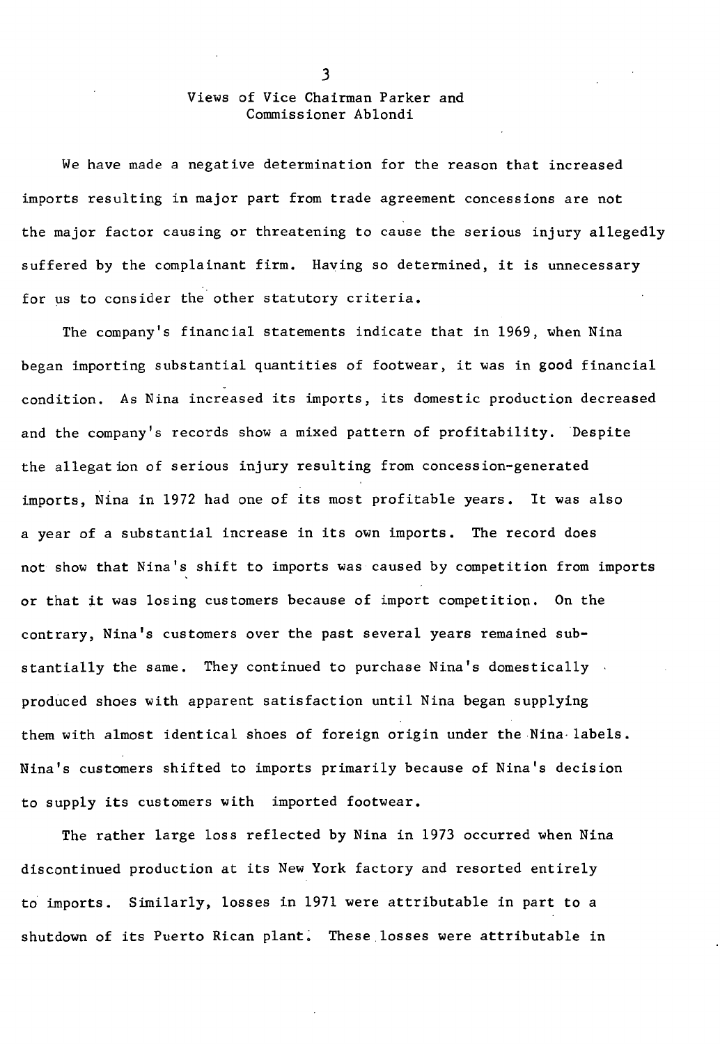## Views of Vice Chairman Parker and Commissioner Ablondi

We have made a negative determination for the reason that increased imports resulting in major part from trade agreement concessions are not the major factor causing or threatening to cause the serious injury allegedly suffered by the complainant firm. Having so determined, it is unnecessary for us to consider the other statutory criteria.

The company's financial statements indicate that in 1969, when Nina began importing substantial quantities of footwear, it was in good financial condition. As Nina increased its imports, its domestic production decreased and the company's records show a mixed pattern of profitability. Despite the allegation of serious injury resulting from concession-generated imports, Nina in 1972 had one of its most profitable years. It was also a year of a substantial increase in its own imports. The record does not show that Nina's shift to imports was caused by competition from imports or that it was losing customers because of import competition. On the contrary, Nina's customers over the past several years remained substantially the same. They continued to purchase Nina's domestically produced shoes with apparent satisfaction until Nina began supplying them with almost identical shoes of foreign origin under the Nina labels. Nina's customers shifted to imports primarily because of Nina's decision to supply its customers with imported footwear.

The rather large loss reflected by Nina in 1973 occurred when Nina discontinued production at its New York factory and resorted entirely to imports. Similarly, losses in 1971 were attributable in part to a shutdown of its Puerto Rican plant. These losses were attributable in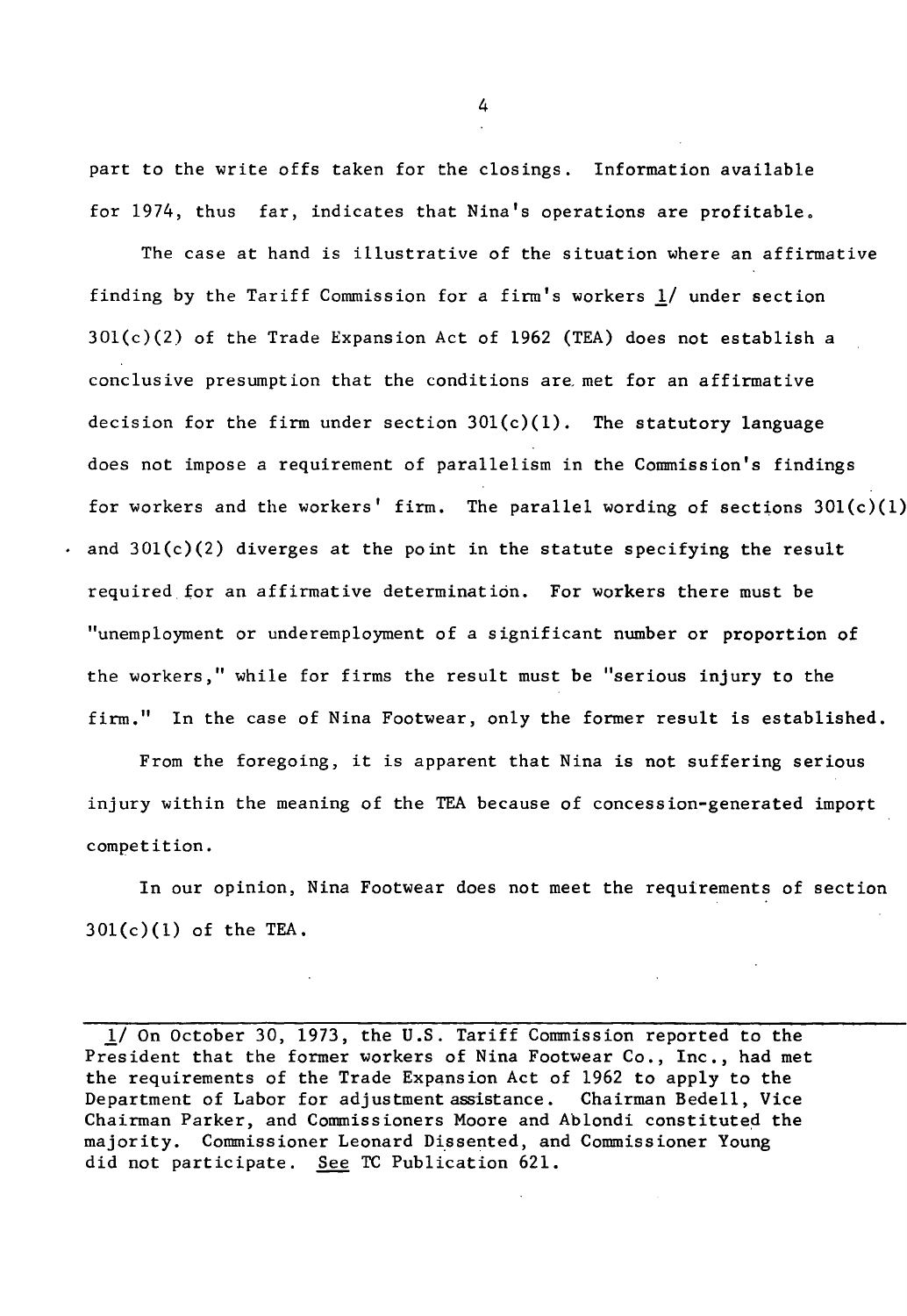part to the write offs taken for the closings. Information available for 1974, thus far, indicates that Nina's operations are profitable.

The case at hand is illustrative of the situation where an affirmative finding by the Tariff Commission for a firm's workers [1] under section 301(c)(2) of the Trade Expansion Act of 1962 (TEA) does not establish a conclusive presumption that the conditions are met for an affirmative decision for the firm under section 301(c)(1). The statutory language does not impose a requirement of parallelism in the Commission's findings for workers and the workers' firm. The parallel wording of sections 301(c)(1) and 301(c)(2) diverges at the point in the statute specifying the result required for an affirmative determination. For workers there must be "unemployment or underemployment of a significant number or proportion of the workers," while for firms the result must be "serious injury to the firm." In the case of Nina Footwear, only the former result is established.

From the foregoing, it is apparent that Nina is not suffering serious injury within the meaning of the TEA because of concession-generated import competition.

In our opinion, Nina Footwear does not meet the requirements of section 301(c)(1) of the TEA.

---

1/ On October 30, 1973, the U.S. Tariff Commission reported to the President that the former workers of Nina Footwear Co., Inc., had met the requirements of the Trade Expansion Act of 1962 to apply to the Department of Labor for adjustment assistance. Chairman Bedell, Vice Chairman Parker, and Commissioners Moore and Ablondi constituted the majority. Commissioner Leonard Dissented, and Commissioner Young did not participate. *See* TC Publication 621.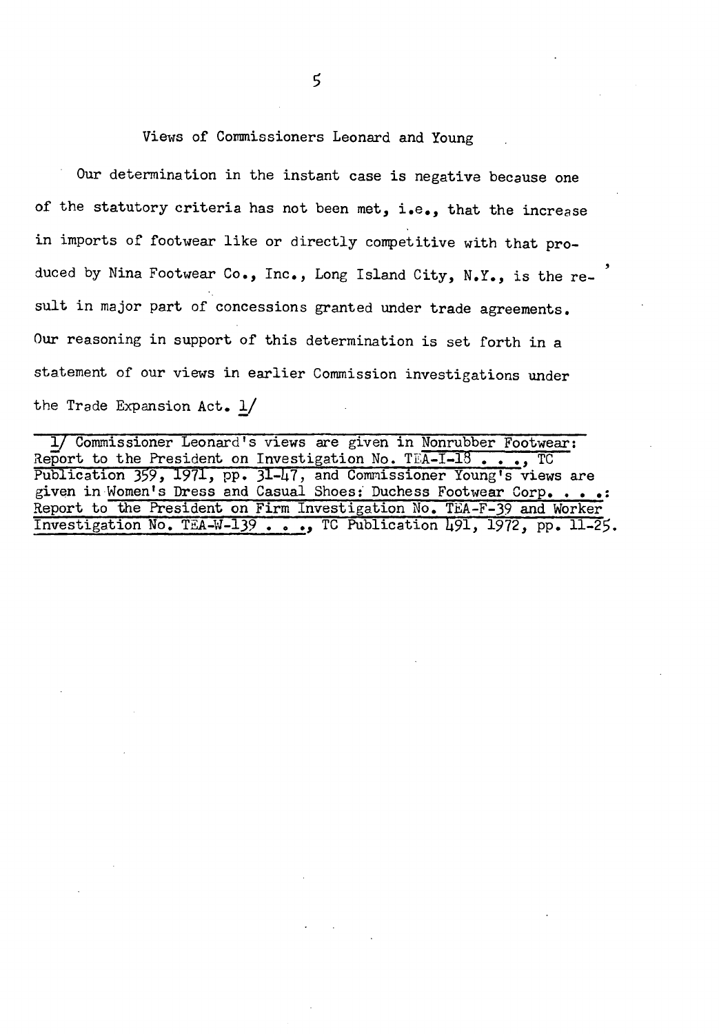## Views of Commissioners Leonard and Young

Our determination in the instant case is negative because one of the statutory criteria has not been met, i.e., that the increase in imports of footwear like or directly competitive with that produced by Nina Footwear Co., Inc., Long Island City, N.Y., is the result in major part of concessions granted under trade agreements. Our reasoning in support of this determination is set forth in a statement of our views in earlier Commission investigations under the Trade Expansion Act. 1/

---

1/ Commissioner Leonard's views are given in Nonrubber Footwear: Report to the President on Investigation No. TEA-I-18 . . ., TC Publication 359, 1971, pp. 31-47, and Commissioner Young's views are given in Women's Dress and Casual Shoes: Duchess Footwear Corp. . . .: Report to the President on Firm Investigation No. TEA-F-39 and Worker Investigation No. TEA-W-139 . . ., TC Publication 491, 1972, pp. 11-25.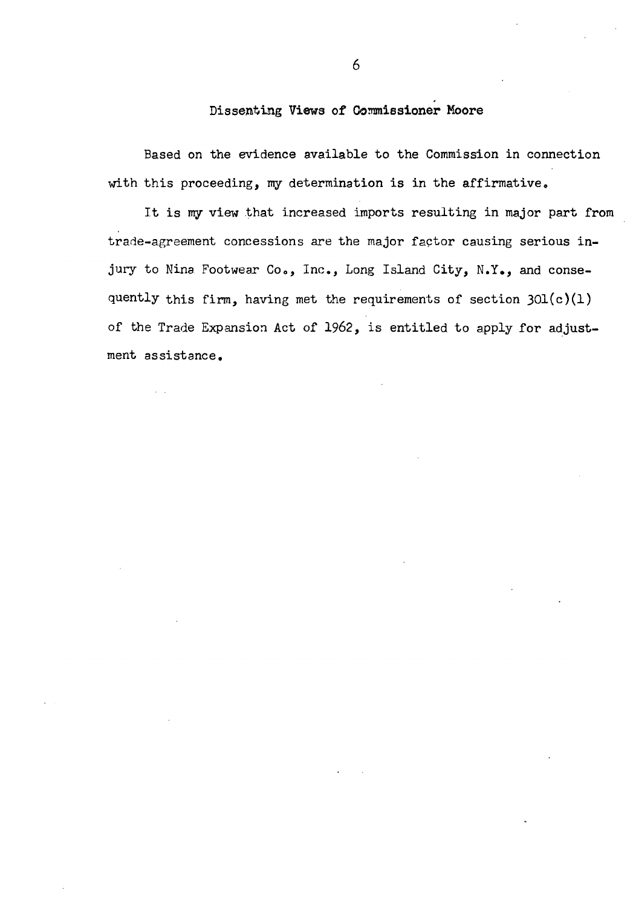## Dissenting Views of Commissioner Moore

Based on the evidence available to the Commission in connection with this proceeding, my determination is in the affirmative.

It is my view that increased imports resulting in major part from trade-agreement concessions are the major factor causing serious injury to Nina Footwear Co., Inc., Long Island City, N.Y., and consequently this firm, having met the requirements of section 301(c)(1) of the Trade Expansion Act of 1962, is entitled to apply for adjustment assistance.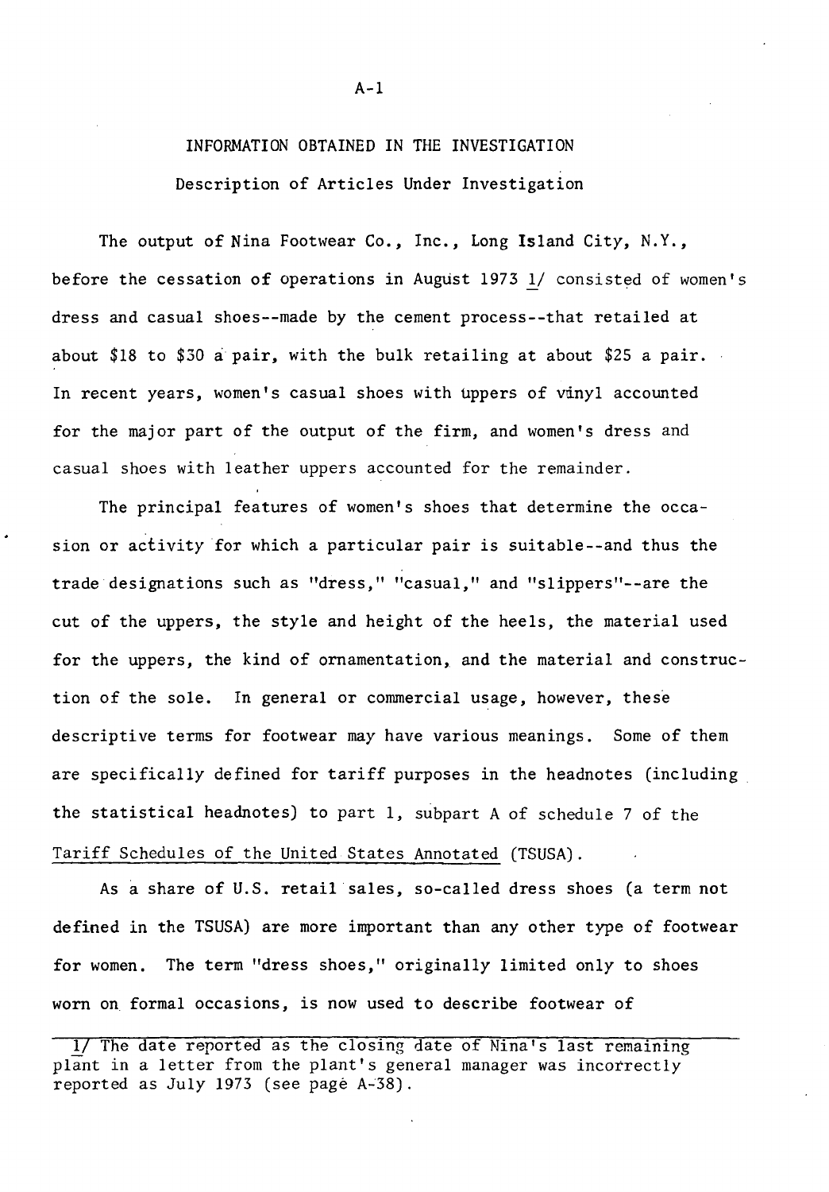# INFORMATION OBTAINED IN THE INVESTIGATION

## Description of Articles Under Investigation

The output of Nina Footwear Co., Inc., Long Island City, N.Y., before the cessation of operations in August 1973 1/ consisted of women's dress and casual shoes--made by the cement process--that retailed at about $18 to $30 a pair, with the bulk retailing at about $25 a pair. In recent years, women's casual shoes with uppers of vinyl accounted for the major part of the output of the firm, and women's dress and casual shoes with leather uppers accounted for the remainder.

The principal features of women's shoes that determine the occasion or activity for which a particular pair is suitable--and thus the trade designations such as "dress," "casual," and "slippers"--are the cut of the uppers, the style and height of the heels, the material used for the uppers, the kind of ornamentation, and the material and construction of the sole. In general or commercial usage, however, these descriptive terms for footwear may have various meanings. Some of them are specifically defined for tariff purposes in the headnotes (including the statistical headnotes) to part 1, subpart A of schedule 7 of the Tariff Schedules of the United States Annotated (TSUSA).

As a share of U.S. retail sales, so-called dress shoes (a term not defined in the TSUSA) are more important than any other type of footwear for women. The term "dress shoes," originally limited only to shoes worn on formal occasions, is now used to describe footwear of

---

1/ The date reported as the closing date of Nina's last remaining plant in a letter from the plant's general manager was incorrectly reported as July 1973 (see page A-38).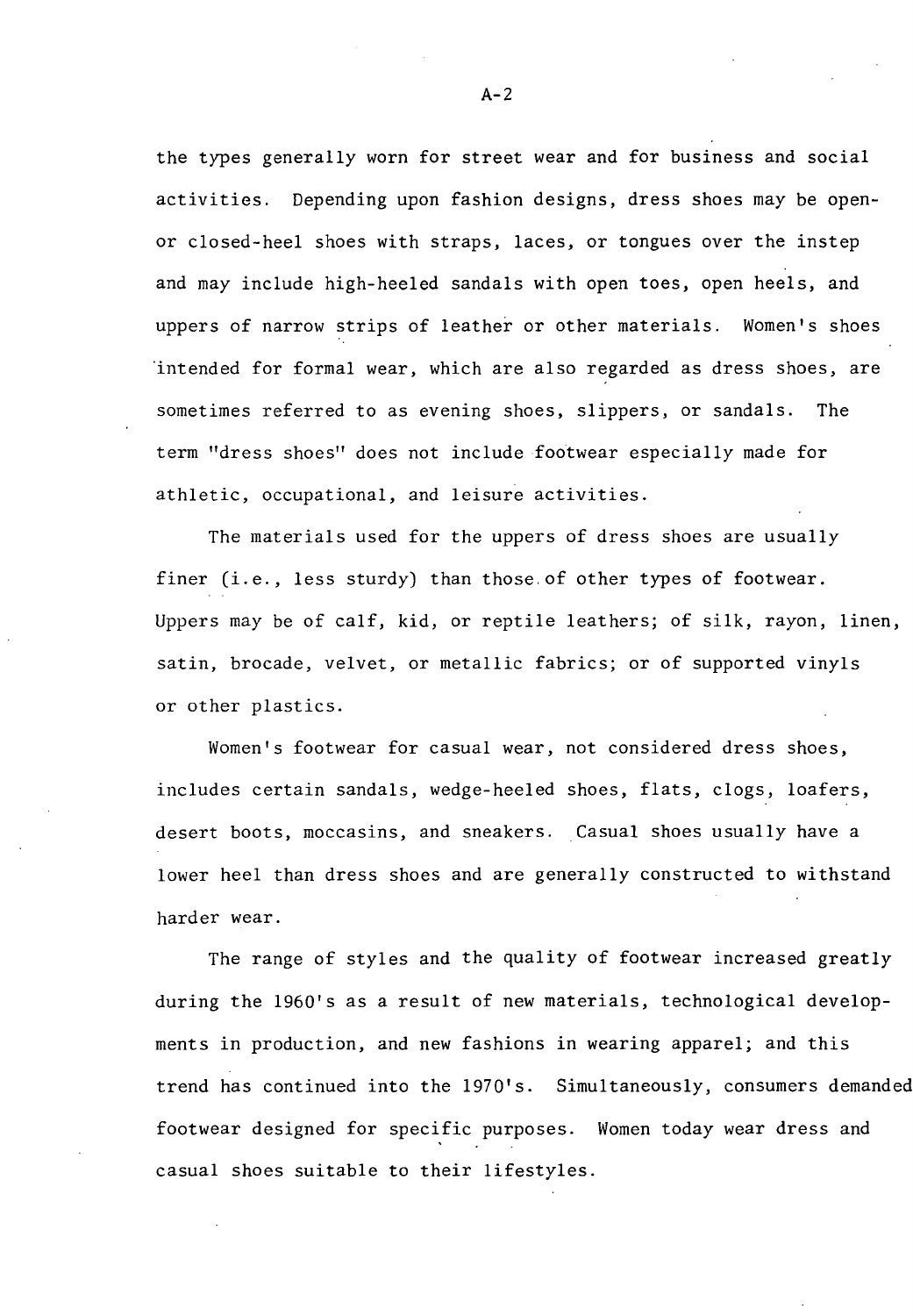the types generally worn for street wear and for business and social activities. Depending upon fashion designs, dress shoes may be open- or closed-heel shoes with straps, laces, or tongues over the instep and may include high-heeled sandals with open toes, open heels, and uppers of narrow strips of leather or other materials. Women's shoes intended for formal wear, which are also regarded as dress shoes, are sometimes referred to as evening shoes, slippers, or sandals. The term "dress shoes" does not include footwear especially made for athletic, occupational, and leisure activities.

The materials used for the uppers of dress shoes are usually finer (i.e., less sturdy) than those of other types of footwear. Uppers may be of calf, kid, or reptile leathers; of silk, rayon, linen, satin, brocade, velvet, or metallic fabrics; or of supported vinyls or other plastics.

Women's footwear for casual wear, not considered dress shoes, includes certain sandals, wedge-heeled shoes, flats, clogs, loafers, desert boots, moccasins, and sneakers. Casual shoes usually have a lower heel than dress shoes and are generally constructed to withstand harder wear.

The range of styles and the quality of footwear increased greatly during the 1960's as a result of new materials, technological developments in production, and new fashions in wearing apparel; and this trend has continued into the 1970's. Simultaneously, consumers demanded footwear designed for specific purposes. Women today wear dress and casual shoes suitable to their lifestyles.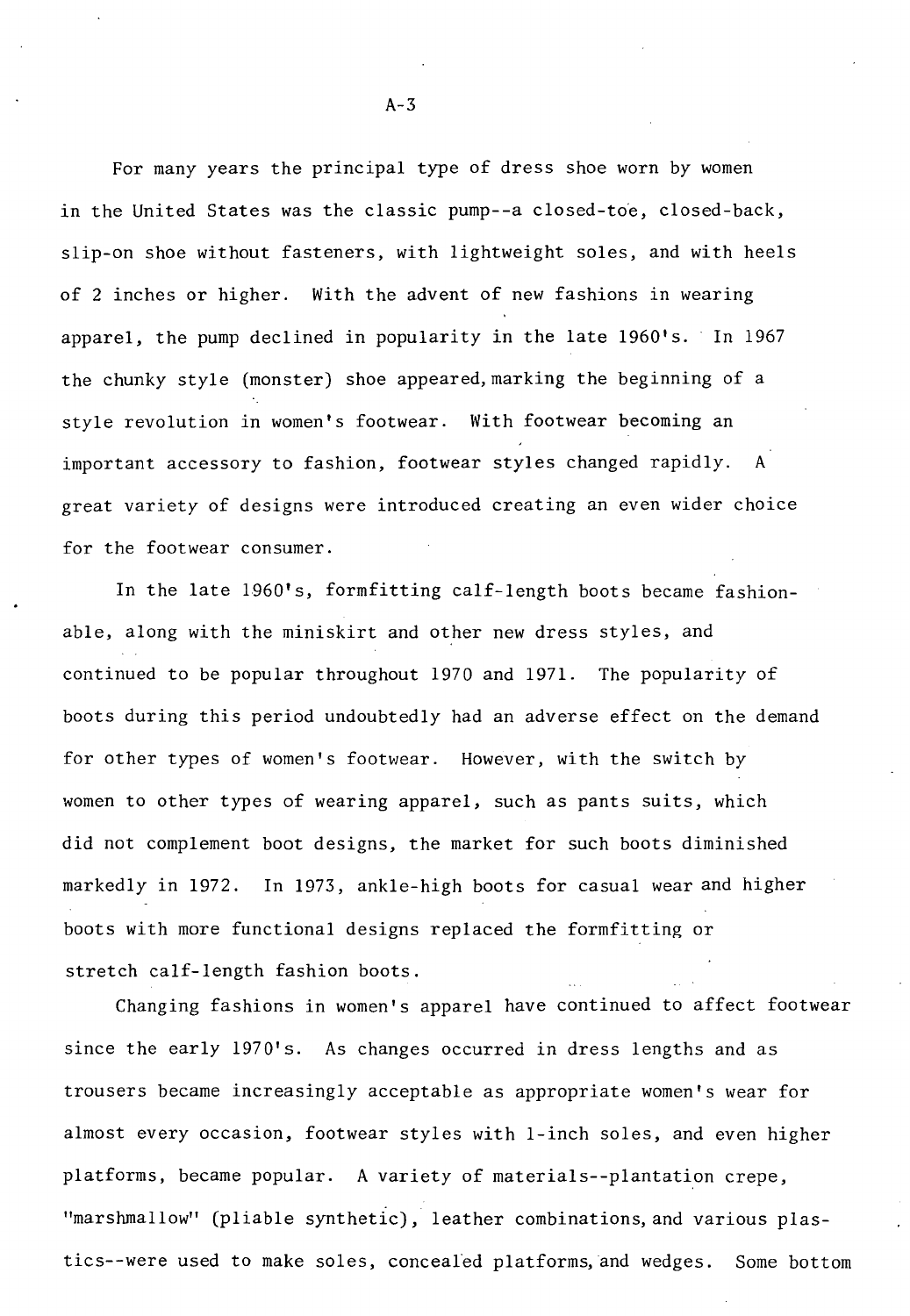For many years the principal type of dress shoe worn by women in the United States was the classic pump--a closed-toe, closed-back, slip-on shoe without fasteners, with lightweight soles, and with heels of 2 inches or higher. With the advent of new fashions in wearing apparel, the pump declined in popularity in the late 1960's. In 1967 the chunky style (monster) shoe appeared, marking the beginning of a style revolution in women's footwear. With footwear becoming an important accessory to fashion, footwear styles changed rapidly. A great variety of designs were introduced creating an even wider choice for the footwear consumer.

In the late 1960's, formfitting calf-length boots became fashionable, along with the miniskirt and other new dress styles, and continued to be popular throughout 1970 and 1971. The popularity of boots during this period undoubtedly had an adverse effect on the demand for other types of women's footwear. However, with the switch by women to other types of wearing apparel, such as pants suits, which did not complement boot designs, the market for such boots diminished markedly in 1972. In 1973, ankle-high boots for casual wear and higher boots with more functional designs replaced the formfitting or stretch calf-length fashion boots.

Changing fashions in women's apparel have continued to affect footwear since the early 1970's. As changes occurred in dress lengths and as trousers became increasingly acceptable as appropriate women's wear for almost every occasion, footwear styles with 1-inch soles, and even higher platforms, became popular. A variety of materials--plantation crepe, "marshmallow" (pliable synthetic), leather combinations, and various plastics--were used to make soles, concealed platforms, and wedges. Some bottom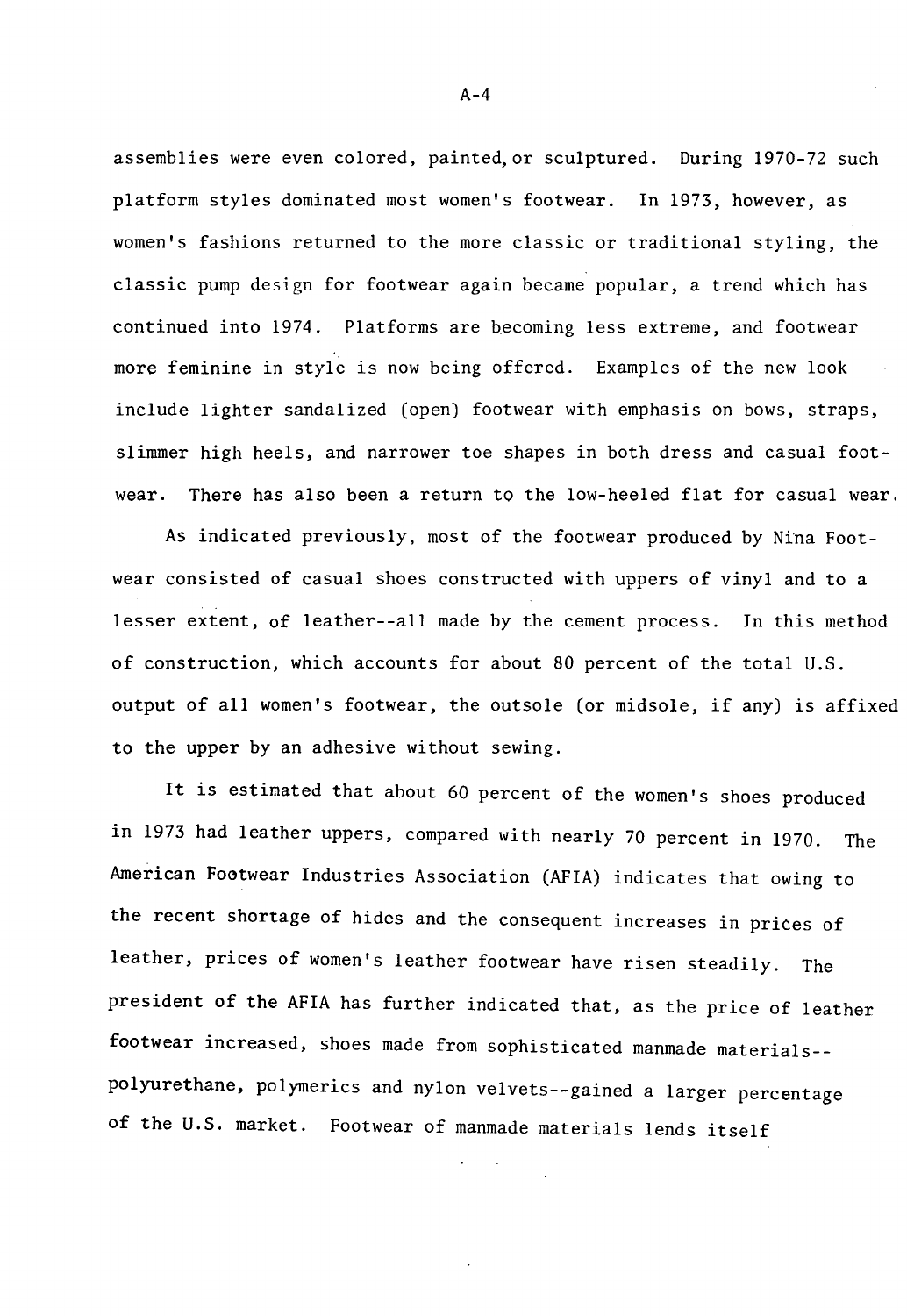assemblies were even colored, painted, or sculptured. During 1970-72 such platform styles dominated most women's footwear. In 1973, however, as women's fashions returned to the more classic or traditional styling, the classic pump design for footwear again became popular, a trend which has continued into 1974. Platforms are becoming less extreme, and footwear more feminine in style is now being offered. Examples of the new look include lighter sandalized (open) footwear with emphasis on bows, straps, slimmer high heels, and narrower toe shapes in both dress and casual footwear. There has also been a return to the low-heeled flat for casual wear.

As indicated previously, most of the footwear produced by Nina Footwear consisted of casual shoes constructed with uppers of vinyl and to a lesser extent, of leather--all made by the cement process. In this method of construction, which accounts for about 80 percent of the total U.S. output of all women's footwear, the outsole (or midsole, if any) is affixed to the upper by an adhesive without sewing.

It is estimated that about 60 percent of the women's shoes produced in 1973 had leather uppers, compared with nearly 70 percent in 1970. The American Footwear Industries Association (AFIA) indicates that owing to the recent shortage of hides and the consequent increases in prices of leather, prices of women's leather footwear have risen steadily. The president of the AFIA has further indicated that, as the price of leather footwear increased, shoes made from sophisticated manmade materials--polyurethane, polymerics and nylon velvets--gained a larger percentage of the U.S. market. Footwear of manmade materials lends itself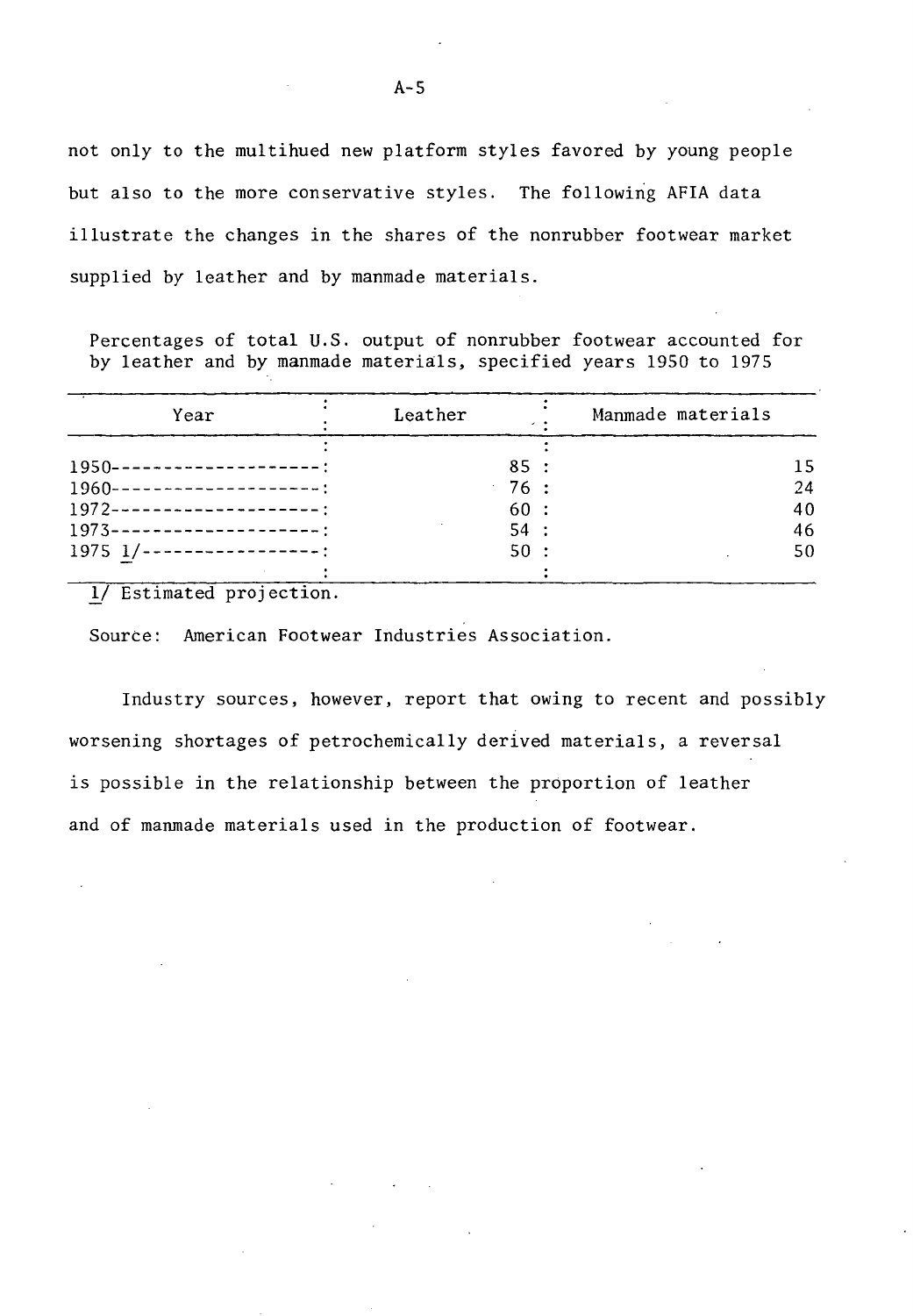not only to the multihued new platform styles favored by young people but also to the more conservative styles. The following AFIA data illustrate the changes in the shares of the nonrubber footwear market supplied by leather and by manmade materials.

Percentages of total U.S. output of nonrubber footwear accounted for by leather and by manmade materials, specified years 1950 to 1975

| Year | Leather | Manmade materials |
|---|---|---|
| 1950 | 85 | 15 |
| 1960 | 76 | 24 |
| 1972 | 60 | 40 |
| 1973 | 54 | 46 |
| 1975 1/ | 50 | 50 |

1/ Estimated projection.

Source: American Footwear Industries Association.

Industry sources, however, report that owing to recent and possibly worsening shortages of petrochemically derived materials, a reversal is possible in the relationship between the proportion of leather and of manmade materials used in the production of footwear.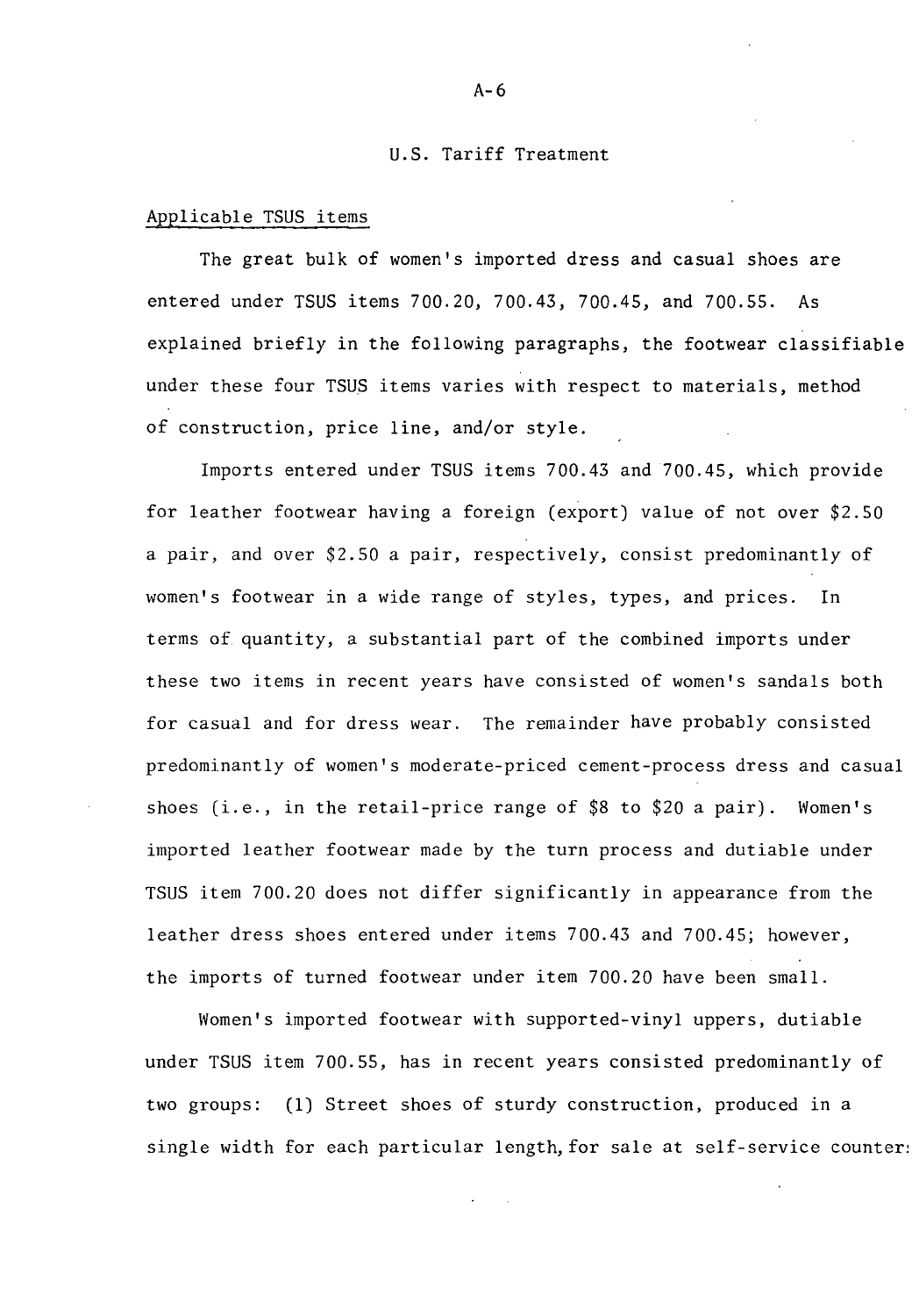## U.S. Tariff Treatment

### Applicable TSUS items

The great bulk of women's imported dress and casual shoes are entered under TSUS items 700.20, 700.43, 700.45, and 700.55. As explained briefly in the following paragraphs, the footwear classifiable under these four TSUS items varies with respect to materials, method of construction, price line, and/or style.

Imports entered under TSUS items 700.43 and 700.45, which provide for leather footwear having a foreign (export) value of not over $2.50 a pair, and over $2.50 a pair, respectively, consist predominantly of women's footwear in a wide range of styles, types, and prices. In terms of quantity, a substantial part of the combined imports under these two items in recent years have consisted of women's sandals both for casual and for dress wear. The remainder have probably consisted predominantly of women's moderate-priced cement-process dress and casual shoes (i.e., in the retail-price range of $8 to $20 a pair). Women's imported leather footwear made by the turn process and dutiable under TSUS item 700.20 does not differ significantly in appearance from the leather dress shoes entered under items 700.43 and 700.45; however, the imports of turned footwear under item 700.20 have been small.

Women's imported footwear with supported-vinyl uppers, dutiable under TSUS item 700.55, has in recent years consisted predominantly of two groups: (1) Street shoes of sturdy construction, produced in a single width for each particular length, for sale at self-service counters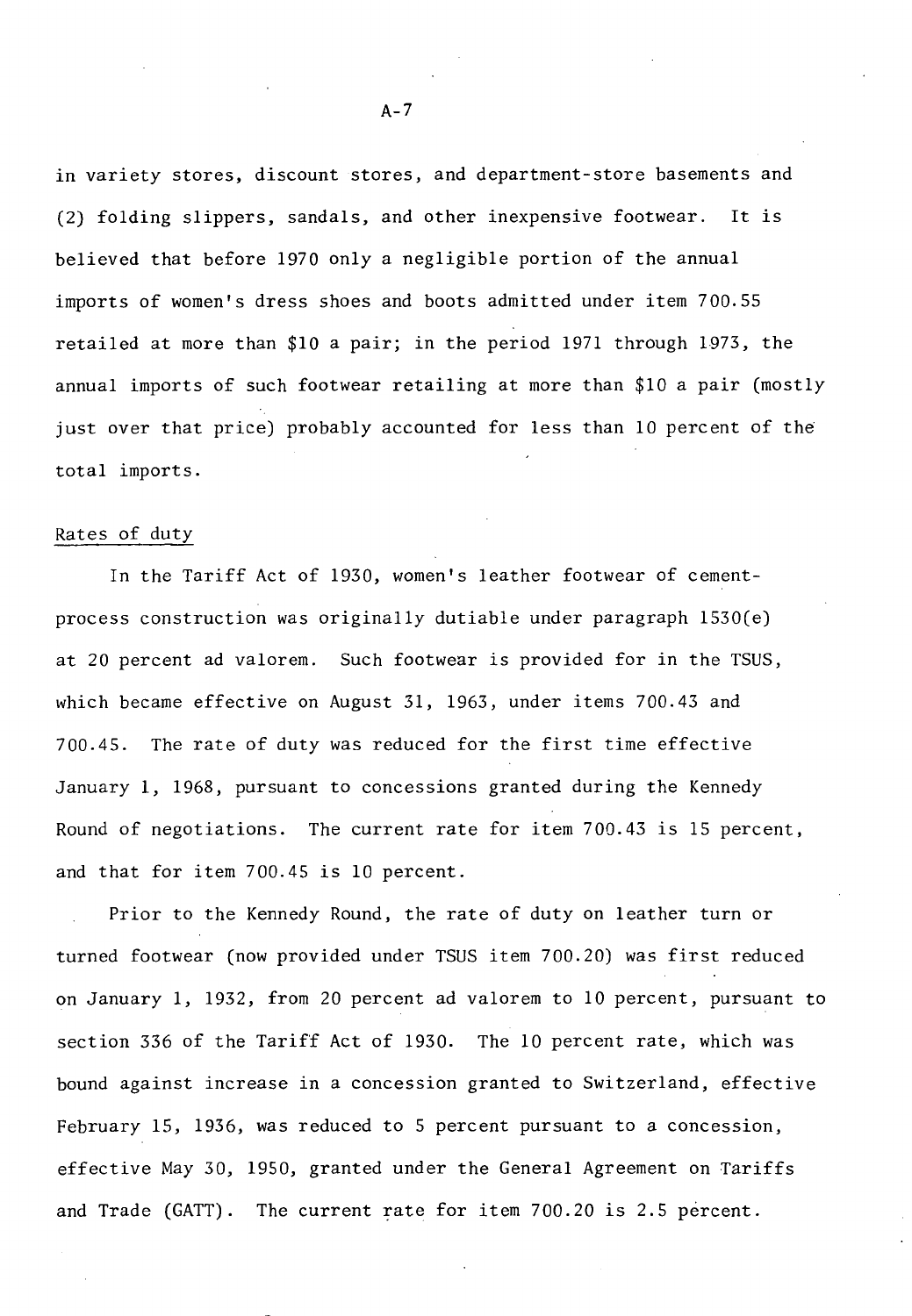in variety stores, discount stores, and department-store basements and (2) folding slippers, sandals, and other inexpensive footwear. It is believed that before 1970 only a negligible portion of the annual imports of women's dress shoes and boots admitted under item 700.55 retailed at more than $10 a pair; in the period 1971 through 1973, the annual imports of such footwear retailing at more than $10 a pair (mostly just over that price) probably accounted for less than 10 percent of the total imports.

## Rates of duty

In the Tariff Act of 1930, women's leather footwear of cement-process construction was originally dutiable under paragraph 1530(e) at 20 percent ad valorem. Such footwear is provided for in the TSUS, which became effective on August 31, 1963, under items 700.43 and 700.45. The rate of duty was reduced for the first time effective January 1, 1968, pursuant to concessions granted during the Kennedy Round of negotiations. The current rate for item 700.43 is 15 percent, and that for item 700.45 is 10 percent.

Prior to the Kennedy Round, the rate of duty on leather turn or turned footwear (now provided under TSUS item 700.20) was first reduced on January 1, 1932, from 20 percent ad valorem to 10 percent, pursuant to section 336 of the Tariff Act of 1930. The 10 percent rate, which was bound against increase in a concession granted to Switzerland, effective February 15, 1936, was reduced to 5 percent pursuant to a concession, effective May 30, 1950, granted under the General Agreement on Tariffs and Trade (GATT). The current rate for item 700.20 is 2.5 percent.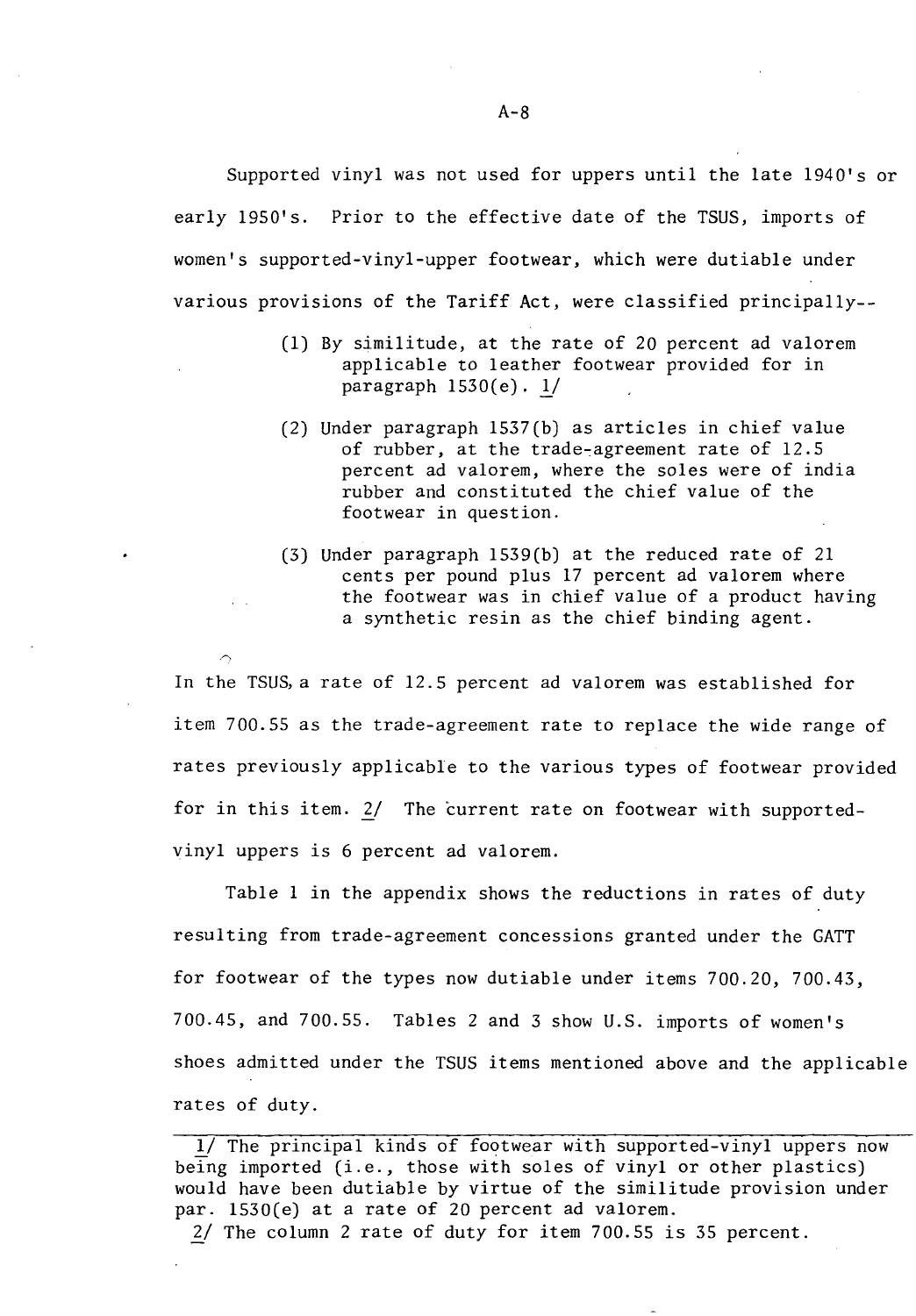Supported vinyl was not used for uppers until the late 1940's or early 1950's. Prior to the effective date of the TSUS, imports of women's supported-vinyl-upper footwear, which were dutiable under various provisions of the Tariff Act, were classified principally--

(1) By similitude, at the rate of 20 percent ad valorem applicable to leather footwear provided for in paragraph 1530(e). 1/

(2) Under paragraph 1537(b) as articles in chief value of rubber, at the trade-agreement rate of 12.5 percent ad valorem, where the soles were of india rubber and constituted the chief value of the footwear in question.

(3) Under paragraph 1539(b) at the reduced rate of 21 cents per pound plus 17 percent ad valorem where the footwear was in chief value of a product having a synthetic resin as the chief binding agent.

In the TSUS, a rate of 12.5 percent ad valorem was established for item 700.55 as the trade-agreement rate to replace the wide range of rates previously applicable to the various types of footwear provided for in this item. 2/ The current rate on footwear with supported-vinyl uppers is 6 percent ad valorem.

Table 1 in the appendix shows the reductions in rates of duty resulting from trade-agreement concessions granted under the GATT for footwear of the types now dutiable under items 700.20, 700.43, 700.45, and 700.55. Tables 2 and 3 show U.S. imports of women's shoes admitted under the TSUS items mentioned above and the applicable rates of duty.

---

1/ The principal kinds of footwear with supported-vinyl uppers now being imported (i.e., those with soles of vinyl or other plastics) would have been dutiable by virtue of the similitude provision under par. 1530(e) at a rate of 20 percent ad valorem.

2/ The column 2 rate of duty for item 700.55 is 35 percent.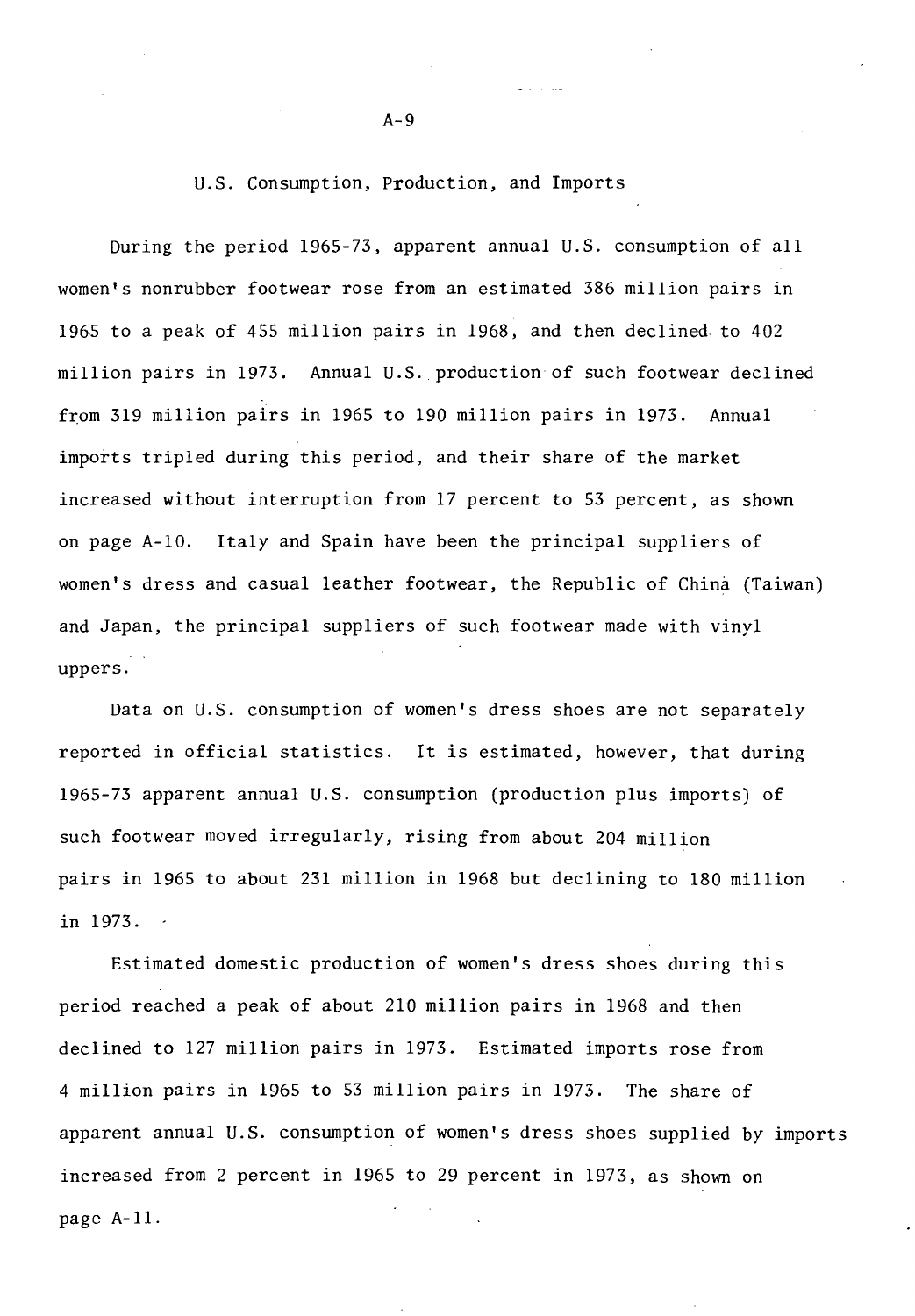## U.S. Consumption, Production, and Imports

During the period 1965-73, apparent annual U.S. consumption of all women's nonrubber footwear rose from an estimated 386 million pairs in 1965 to a peak of 455 million pairs in 1968, and then declined to 402 million pairs in 1973. Annual U.S. production of such footwear declined from 319 million pairs in 1965 to 190 million pairs in 1973. Annual imports tripled during this period, and their share of the market increased without interruption from 17 percent to 53 percent, as shown on page A-10. Italy and Spain have been the principal suppliers of women's dress and casual leather footwear, the Republic of China (Taiwan) and Japan, the principal suppliers of such footwear made with vinyl uppers.

Data on U.S. consumption of women's dress shoes are not separately reported in official statistics. It is estimated, however, that during 1965-73 apparent annual U.S. consumption (production plus imports) of such footwear moved irregularly, rising from about 204 million pairs in 1965 to about 231 million in 1968 but declining to 180 million in 1973.

Estimated domestic production of women's dress shoes during this period reached a peak of about 210 million pairs in 1968 and then declined to 127 million pairs in 1973. Estimated imports rose from 4 million pairs in 1965 to 53 million pairs in 1973. The share of apparent annual U.S. consumption of women's dress shoes supplied by imports increased from 2 percent in 1965 to 29 percent in 1973, as shown on page A-11.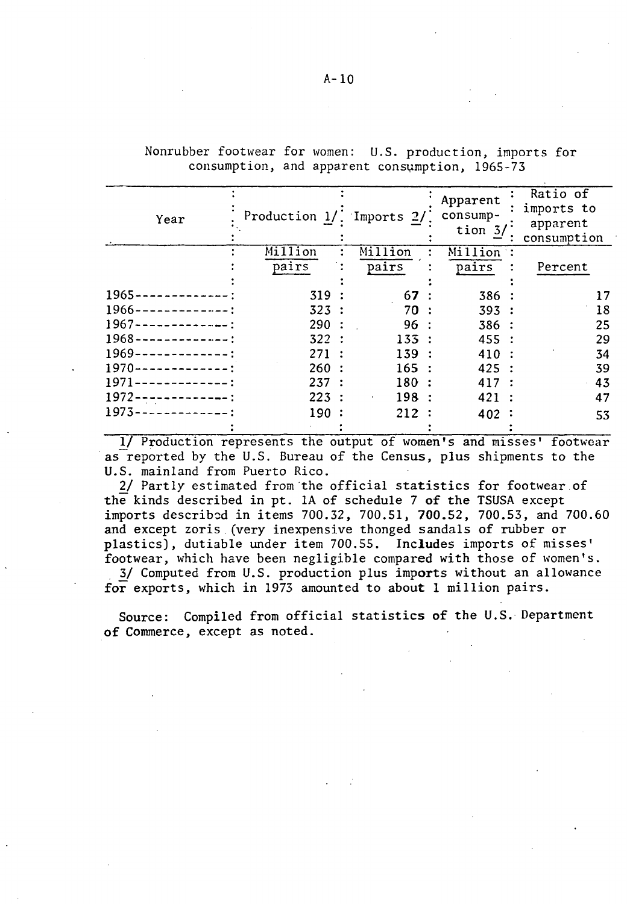Nonrubber footwear for women: U.S. production, imports for consumption, and apparent consumption, 1965-73

| Year | Production 1/ | Imports 2/ | Apparent consumption 3/ | Ratio of imports to apparent consumption |
|---|---|---|---|---|
| | Million pairs | Million pairs | Million pairs | Percent |
| 1965 | 319 | 67 | 386 | 17 |
| 1966 | 323 | 70 | 393 | 18 |
| 1967 | 290 | 96 | 386 | 25 |
| 1968 | 322 | 133 | 455 | 29 |
| 1969 | 271 | 139 | 410 | 34 |
| 1970 | 260 | 165 | 425 | 39 |
| 1971 | 237 | 180 | 417 | 43 |
| 1972 | 223 | 198 | 421 | 47 |
| 1973 | 190 | 212 | 402 | 53 |

1/ Production represents the output of women's and misses' footwear as reported by the U.S. Bureau of the Census, plus shipments to the U.S. mainland from Puerto Rico.

2/ Partly estimated from the official statistics for footwear of the kinds described in pt. 1A of schedule 7 of the TSUSA except imports described in items 700.32, 700.51, 700.52, 700.53, and 700.60 and except zoris (very inexpensive thonged sandals of rubber or plastics), dutiable under item 700.55. Includes imports of misses' footwear, which have been negligible compared with those of women's.

3/ Computed from U.S. production plus imports without an allowance for exports, which in 1973 amounted to about 1 million pairs.

Source: Compiled from official statistics of the U.S. Department of Commerce, except as noted.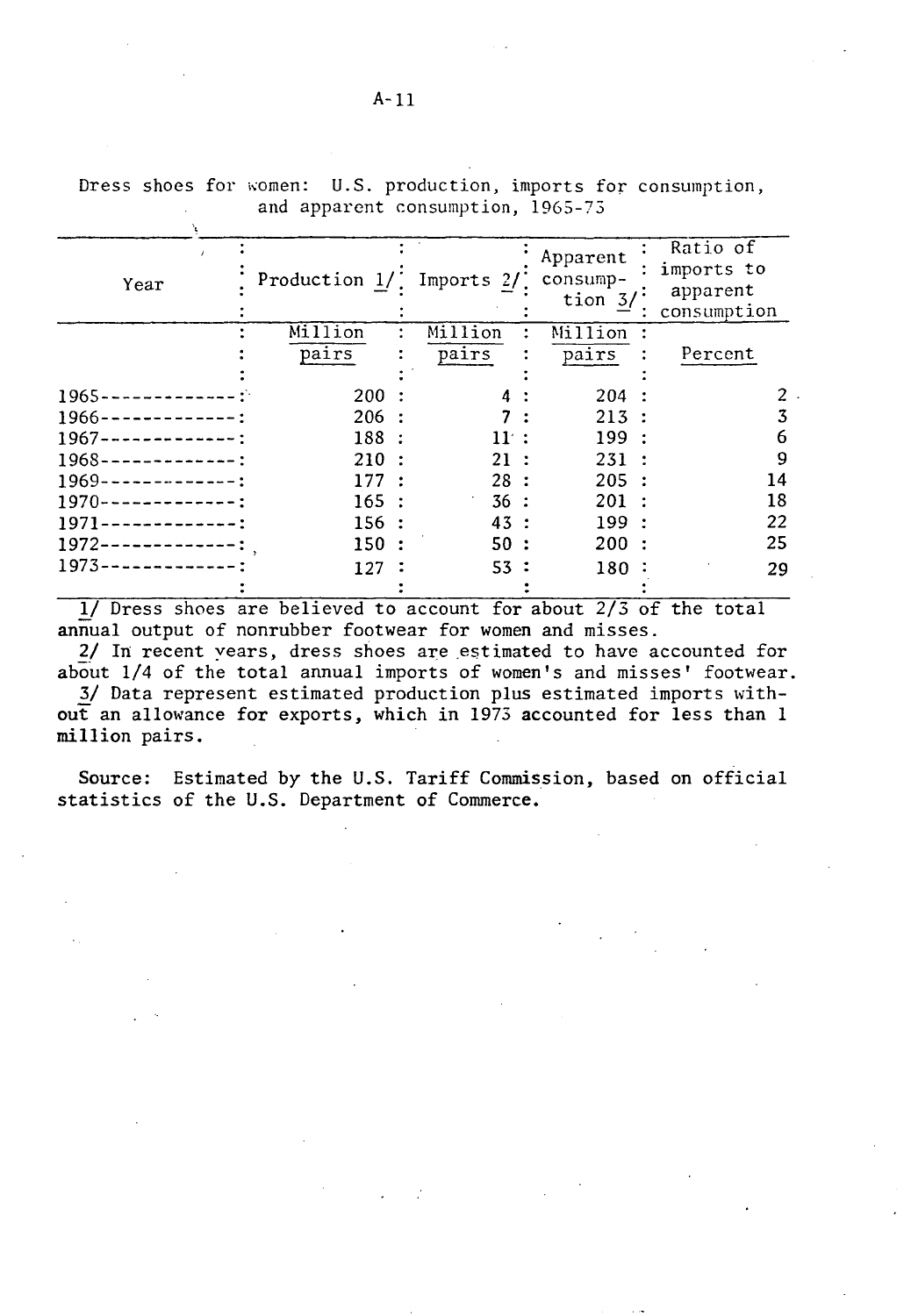Dress shoes for women: U.S. production, imports for consumption, and apparent consumption, 1965-73

| Year | Production 1/ | Imports 2/ | Apparent consumption 3/ | Ratio of imports to apparent consumption |
|---|---|---|---|---|
| | Million pairs | Million pairs | Million pairs | Percent |
| 1965 | 200 | 4 | 204 | 2 |
| 1966 | 206 | 7 | 213 | 3 |
| 1967 | 188 | 11 | 199 | 6 |
| 1968 | 210 | 21 | 231 | 9 |
| 1969 | 177 | 28 | 205 | 14 |
| 1970 | 165 | 36 | 201 | 18 |
| 1971 | 156 | 43 | 199 | 22 |
| 1972 | 150 | 50 | 200 | 25 |
| 1973 | 127 | 53 | 180 | 29 |

1/ Dress shoes are believed to account for about 2/3 of the total annual output of nonrubber footwear for women and misses.

2/ In recent years, dress shoes are estimated to have accounted for about 1/4 of the total annual imports of women's and misses' footwear.

3/ Data represent estimated production plus estimated imports without an allowance for exports, which in 1973 accounted for less than 1 million pairs.

Source: Estimated by the U.S. Tariff Commission, based on official statistics of the U.S. Department of Commerce.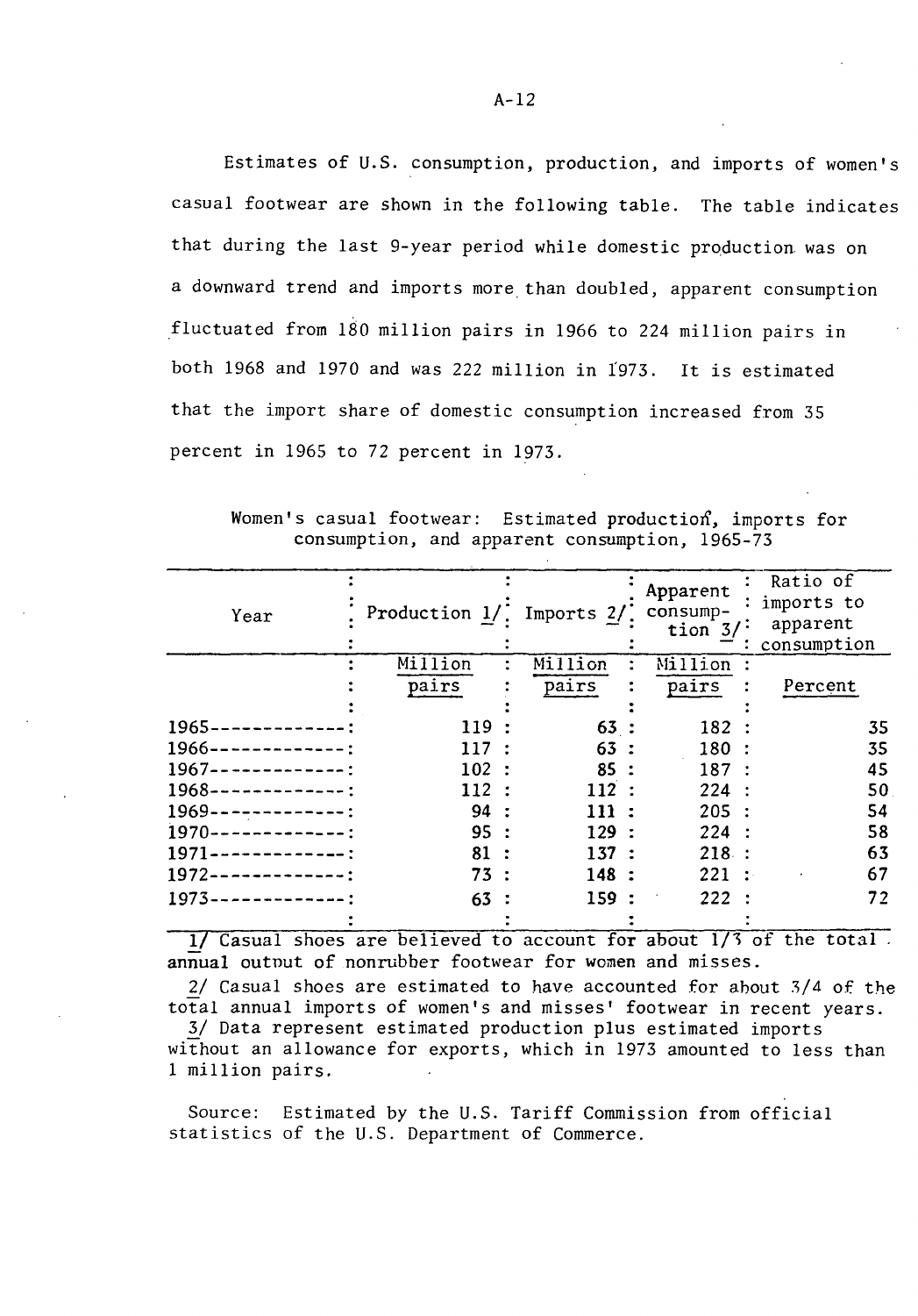Estimates of U.S. consumption, production, and imports of women's casual footwear are shown in the following table. The table indicates that during the last 9-year period while domestic production was on a downward trend and imports more than doubled, apparent consumption fluctuated from 180 million pairs in 1966 to 224 million pairs in both 1968 and 1970 and was 222 million in 1973. It is estimated that the import share of domestic consumption increased from 35 percent in 1965 to 72 percent in 1973.

Women's casual footwear: Estimated production, imports for consumption, and apparent consumption, 1965-73

| Year | Production 1/ | Imports 2/ | Apparent consumption 3/ | Ratio of imports to apparent consumption |
|---|---|---|---|---|
| | Million pairs | Million pairs | Million pairs | Percent |
| 1965 | 119 | 63 | 182 | 35 |
| 1966 | 117 | 63 | 180 | 35 |
| 1967 | 102 | 85 | 187 | 45 |
| 1968 | 112 | 112 | 224 | 50 |
| 1969 | 94 | 111 | 205 | 54 |
| 1970 | 95 | 129 | 224 | 58 |
| 1971 | 81 | 137 | 218 | 63 |
| 1972 | 73 | 148 | 221 | 67 |
| 1973 | 63 | 159 | 222 | 72 |

1/ Casual shoes are believed to account for about 1/3 of the total annual output of nonrubber footwear for women and misses.

2/ Casual shoes are estimated to have accounted for about 3/4 of the total annual imports of women's and misses' footwear in recent years.

3/ Data represent estimated production plus estimated imports without an allowance for exports, which in 1973 amounted to less than 1 million pairs.

Source: Estimated by the U.S. Tariff Commission from official statistics of the U.S. Department of Commerce.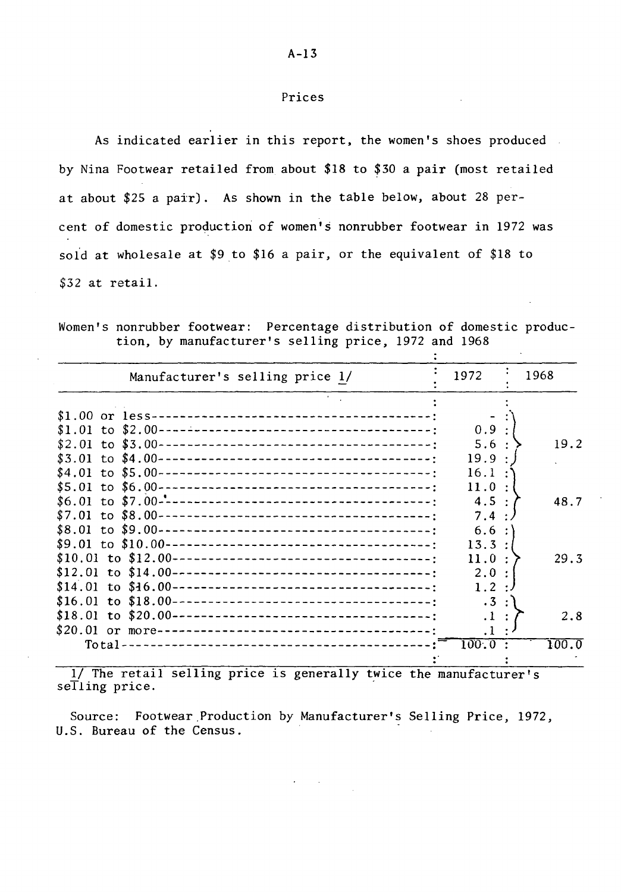## Prices

As indicated earlier in this report, the women's shoes produced by Nina Footwear retailed from about $18 to $30 a pair (most retailed at about $25 a pair). As shown in the table below, about 28 percent of domestic production of women's nonrubber footwear in 1972 was sold at wholesale at $9 to $16 a pair, or the equivalent of $18 to $32 at retail.

Women's nonrubber footwear: Percentage distribution of domestic production, by manufacturer's selling price, 1972 and 1968

| Manufacturer's selling price 1/ | 1972 | 1968 |
|---|---|---|
| $1.00 or less | - | |
| $1.01 to $2.00 | 0.9 | |
| $2.01 to $3.00 | 5.6 | 19.2 |
| $3.01 to $4.00 | 19.9 | |
| $4.01 to $5.00 | 16.1 | |
| $5.01 to $6.00 | 11.0 | |
| $6.01 to $7.00 | 4.5 | 48.7 |
| $7.01 to $8.00 | 7.4 | |
| $8.01 to $9.00 | 6.6 | |
| $9.01 to $10.00 | 13.3 | |
| $10.01 to $12.00 | 11.0 | 29.3 |
| $12.01 to $14.00 | 2.0 | |
| $14.01 to $16.00 | 1.2 | |
| $16.01 to $18.00 | .3 | |
| $18.01 to $20.00 | .1 | 2.8 |
| $20.01 or more | .1 | |
| Total | 100.0 | 100.0 |

1/ The retail selling price is generally twice the manufacturer's selling price.

Source: Footwear Production by Manufacturer's Selling Price, 1972, U.S. Bureau of the Census.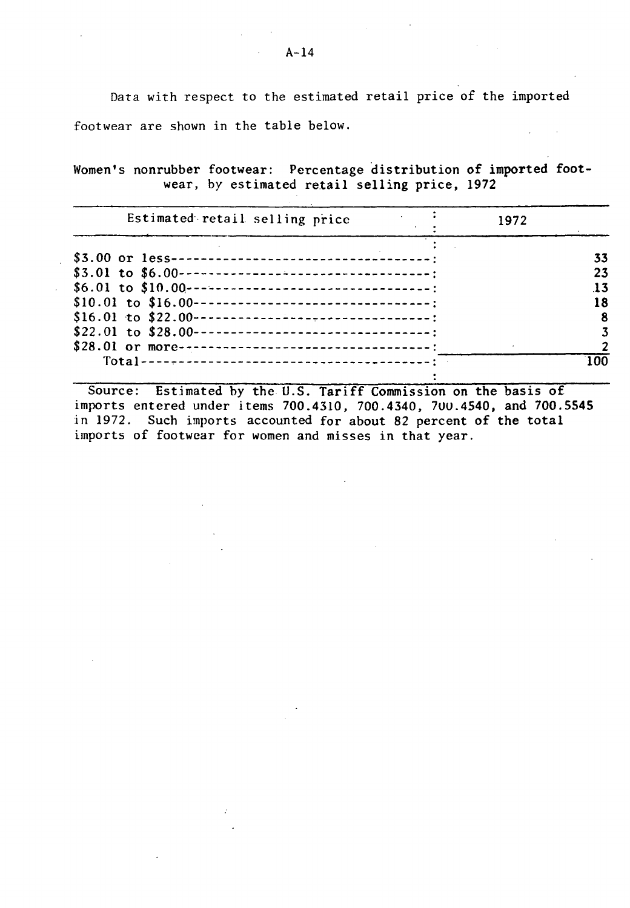Data with respect to the estimated retail price of the imported footwear are shown in the table below.

Women's nonrubber footwear: Percentage distribution of imported footwear, by estimated retail selling price, 1972

| Estimated retail selling price | 1972 |
|---|---|
| $3.00 or less | 33 |
| $3.01 to $6.00 | 23 |
| $6.01 to $10.00 | 13 |
| $10.01 to $16.00 | 18 |
| $16.01 to $22.00 | 8 |
| $22.01 to $28.00 | 3 |
| $28.01 or more | 2 |
| Total | 100 |

Source: Estimated by the U.S. Tariff Commission on the basis of imports entered under items 700.4310, 700.4340, 700.4540, and 700.5545 in 1972. Such imports accounted for about 82 percent of the total imports of footwear for women and misses in that year.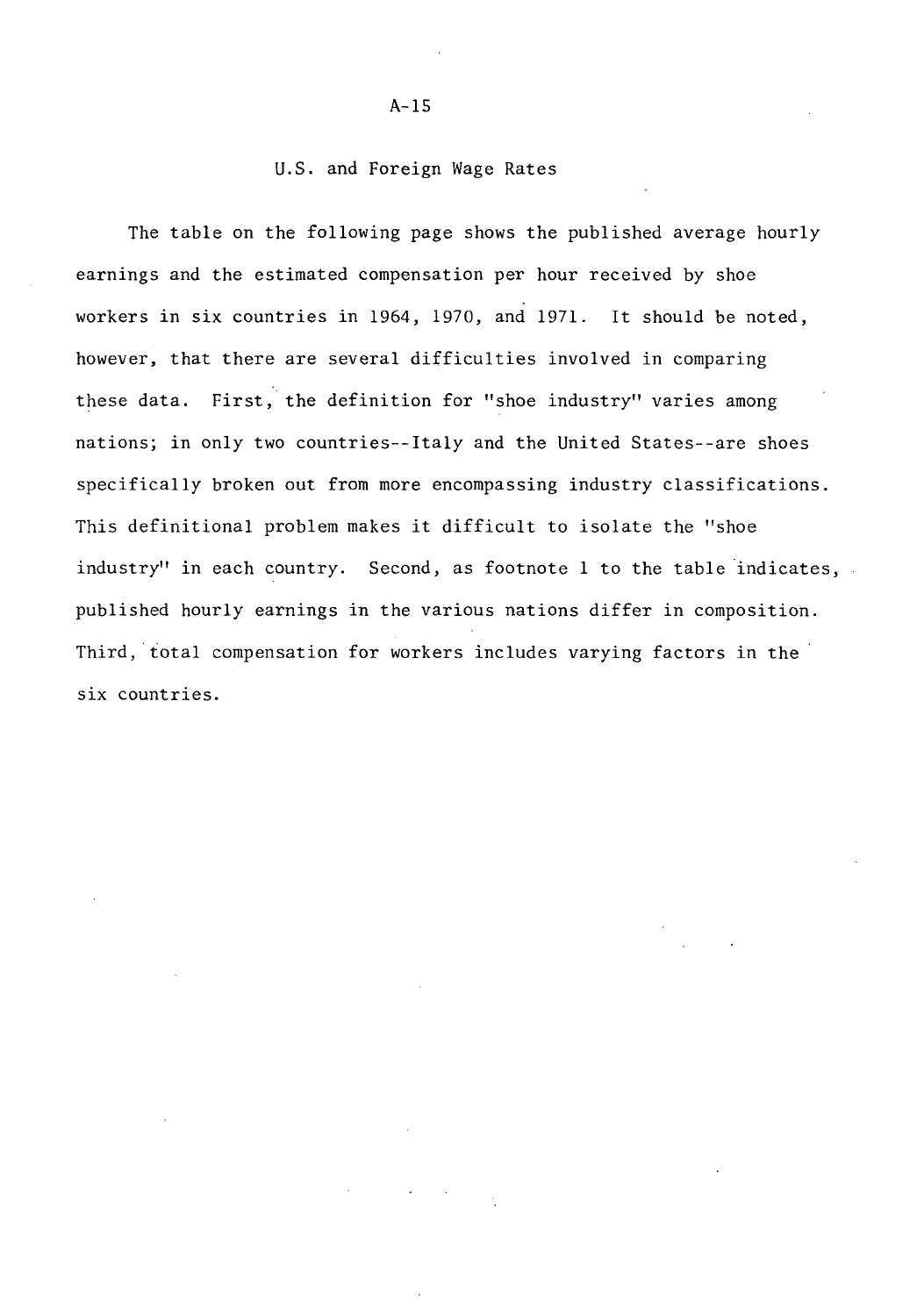## U.S. and Foreign Wage Rates

The table on the following page shows the published average hourly earnings and the estimated compensation per hour received by shoe workers in six countries in 1964, 1970, and 1971. It should be noted, however, that there are several difficulties involved in comparing these data. First, the definition for "shoe industry" varies among nations; in only two countries--Italy and the United States--are shoes specifically broken out from more encompassing industry classifications. This definitional problem makes it difficult to isolate the "shoe industry" in each country. Second, as footnote 1 to the table indicates, published hourly earnings in the various nations differ in composition. Third, total compensation for workers includes varying factors in the six countries.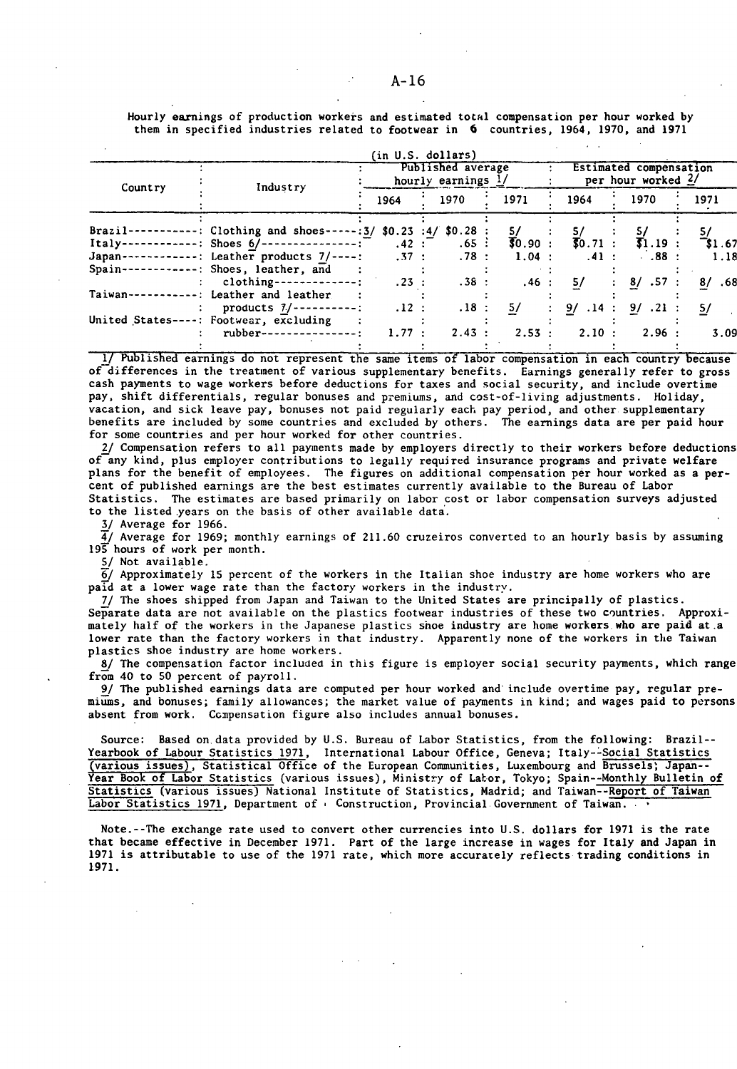Hourly earnings of production workers and estimated total compensation per hour worked by them in specified industries related to footwear in 6 countries, 1964, 1970, and 1971

(in U.S. dollars)

| Country | Industry | Published average hourly earnings 1/ | | | Estimated compensation per hour worked 2/ | | |
|---|---|---|---|---|---|---|---|
| | | 1964 | 1970 | 1971 | 1964 | 1970 | 1971 |
| Brazil | Clothing and shoes | 3/ $0.23 | 4/ $0.28 | 5/ | 5/ | 5/ | 5/ |
| Italy | Shoes 6/ | .42 | .65 | $0.90 | $0.71 | $1.19 | $1.67 |
| Japan | Leather products 7/ | .37 | .78 | 1.04 | .41 | .88 | 1.18 |
| Spain | Shoes, leather, and clothing | .23 | .38 | .46 | 5/ | 8/ .57 | 8/ .68 |
| Taiwan | Leather and leather products 7/ | .12 | .18 | 5/ | 9/ .14 | 9/ .21 | 5/ |
| United States | Footwear, excluding rubber | 1.77 | 2.43 | 2.53 | 2.10 | 2.96 | 3.09 |

1/ Published earnings do not represent the same items of labor compensation in each country because of differences in the treatment of various supplementary benefits. Earnings generally refer to gross cash payments to wage workers before deductions for taxes and social security, and include overtime pay, shift differentials, regular bonuses and premiums, and cost-of-living adjustments. Holiday, vacation, and sick leave pay, bonuses not paid regularly each pay period, and other supplementary benefits are included by some countries and excluded by others. The earnings data are per paid hour for some countries and per hour worked for other countries.

2/ Compensation refers to all payments made by employers directly to their workers before deductions of any kind, plus employer contributions to legally required insurance programs and private welfare plans for the benefit of employees. The figures on additional compensation per hour worked as a percent of published earnings are the best estimates currently available to the Bureau of Labor Statistics. The estimates are based primarily on labor cost or labor compensation surveys adjusted to the listed years on the basis of other available data.

3/ Average for 1966.

4/ Average for 1969; monthly earnings of 211.60 cruzeiros converted to an hourly basis by assuming 195 hours of work per month.

5/ Not available.

6/ Approximately 15 percent of the workers in the Italian shoe industry are home workers who are paid at a lower wage rate than the factory workers in the industry.

7/ The shoes shipped from Japan and Taiwan to the United States are principally of plastics. Separate data are not available on the plastics footwear industries of these two countries. Approximately half of the workers in the Japanese plastics shoe industry are home workers who are paid at a lower rate than the factory workers in that industry. Apparently none of the workers in the Taiwan plastics shoe industry are home workers.

8/ The compensation factor included in this figure is employer social security payments, which range from 40 to 50 percent of payroll.

9/ The published earnings data are computed per hour worked and include overtime pay, regular premiums, and bonuses; family allowances; the market value of payments in kind; and wages paid to persons absent from work. Compensation figure also includes annual bonuses.

Source: Based on data provided by U.S. Bureau of Labor Statistics, from the following: Brazil--Yearbook of Labour Statistics 1971, International Labour Office, Geneva; Italy--Social Statistics (various issues), Statistical Office of the European Communities, Luxembourg and Brussels; Japan--Year Book of Labor Statistics (various issues), Ministry of Labor, Tokyo; Spain--Monthly Bulletin of Statistics (various issues) National Institute of Statistics, Madrid; and Taiwan--Report of Taiwan Labor Statistics 1971, Department of Construction, Provincial Government of Taiwan.

Note.--The exchange rate used to convert other currencies into U.S. dollars for 1971 is the rate that became effective in December 1971. Part of the large increase in wages for Italy and Japan in 1971 is attributable to use of the 1971 rate, which more accurately reflects trading conditions in 1971.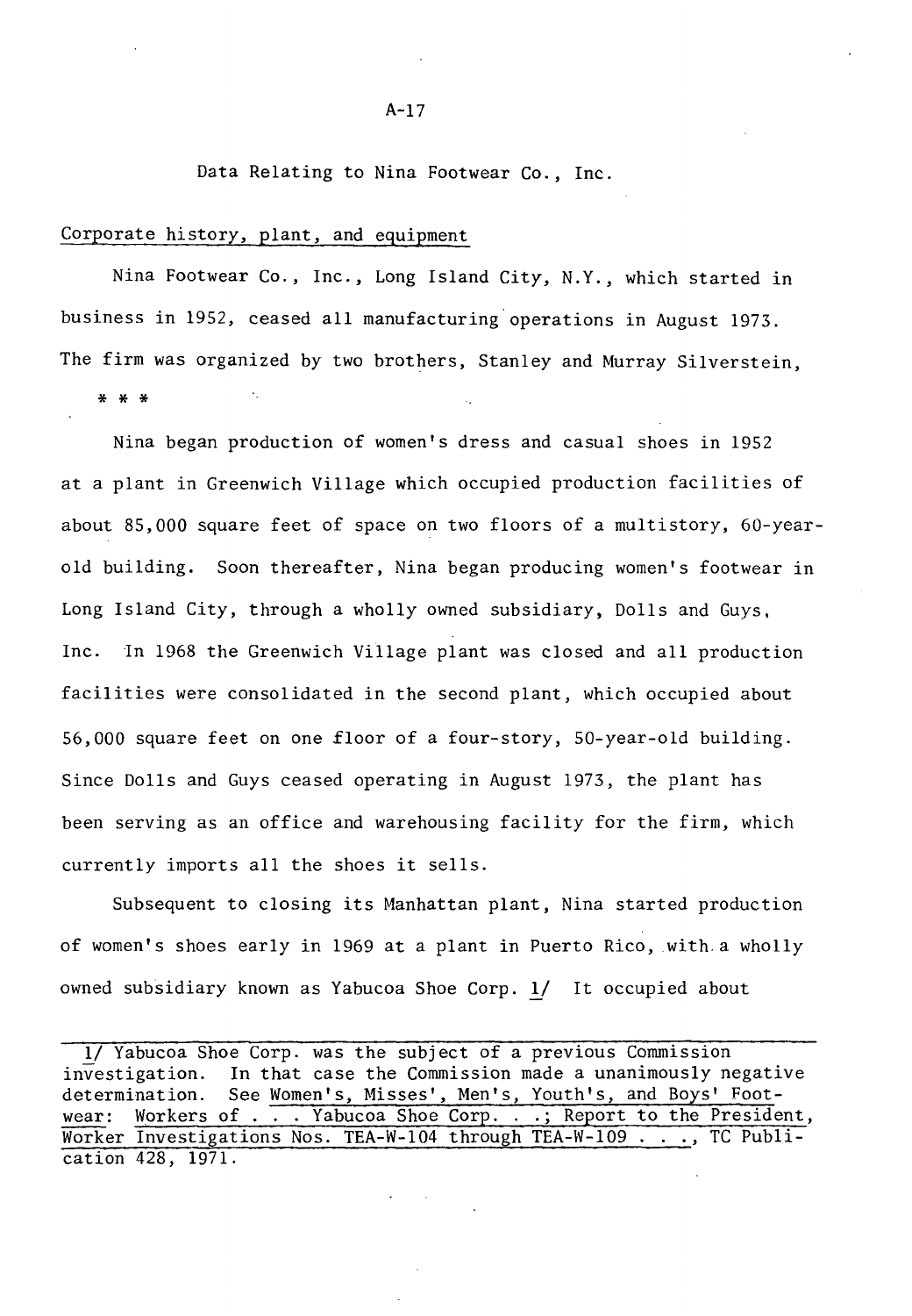Data Relating to Nina Footwear Co., Inc.

Corporate history, plant, and equipment

Nina Footwear Co., Inc., Long Island City, N.Y., which started in business in 1952, ceased all manufacturing operations in August 1973. The firm was organized by two brothers, Stanley and Murray Silverstein,

\* \* \*

Nina began production of women's dress and casual shoes in 1952 at a plant in Greenwich Village which occupied production facilities of about 85,000 square feet of space on two floors of a multistory, 60-year-old building. Soon thereafter, Nina began producing women's footwear in Long Island City, through a wholly owned subsidiary, Dolls and Guys, Inc. In 1968 the Greenwich Village plant was closed and all production facilities were consolidated in the second plant, which occupied about 56,000 square feet on one floor of a four-story, 50-year-old building. Since Dolls and Guys ceased operating in August 1973, the plant has been serving as an office and warehousing facility for the firm, which currently imports all the shoes it sells.

Subsequent to closing its Manhattan plant, Nina started production of women's shoes early in 1969 at a plant in Puerto Rico, with a wholly owned subsidiary known as Yabucoa Shoe Corp. 1/ It occupied about

---

1/ Yabucoa Shoe Corp. was the subject of a previous Commission investigation. In that case the Commission made a unanimously negative determination. See Women's, Misses', Men's, Youth's, and Boys' Footwear: Workers of . . . Yabucoa Shoe Corp. . .; Report to the President, Worker Investigations Nos. TEA-W-104 through TEA-W-109 . . ., TC Publication 428, 1971.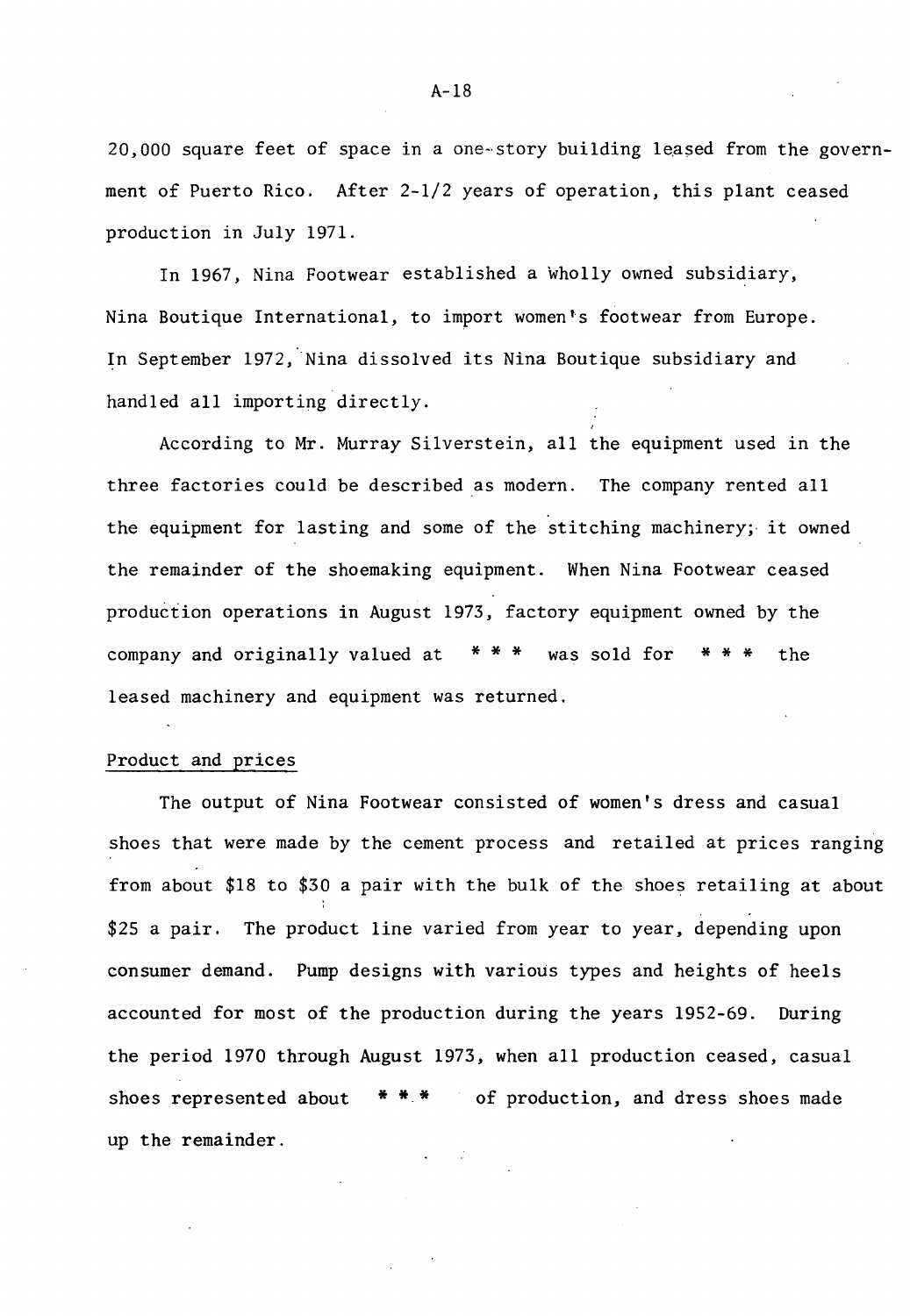20,000 square feet of space in a one-story building leased from the government of Puerto Rico. After 2-1/2 years of operation, this plant ceased production in July 1971.

In 1967, Nina Footwear established a wholly owned subsidiary, Nina Boutique International, to import women's footwear from Europe. In September 1972, Nina dissolved its Nina Boutique subsidiary and handled all importing directly.

According to Mr. Murray Silverstein, all the equipment used in the three factories could be described as modern. The company rented all the equipment for lasting and some of the stitching machinery; it owned the remainder of the shoemaking equipment. When Nina Footwear ceased production operations in August 1973, factory equipment owned by the company and originally valued at * * * was sold for * * * the leased machinery and equipment was returned.

Product and prices

The output of Nina Footwear consisted of women's dress and casual shoes that were made by the cement process and retailed at prices ranging from about $18 to $30 a pair with the bulk of the shoes retailing at about $25 a pair. The product line varied from year to year, depending upon consumer demand. Pump designs with various types and heights of heels accounted for most of the production during the years 1952-69. During the period 1970 through August 1973, when all production ceased, casual shoes represented about * * * of production, and dress shoes made up the remainder.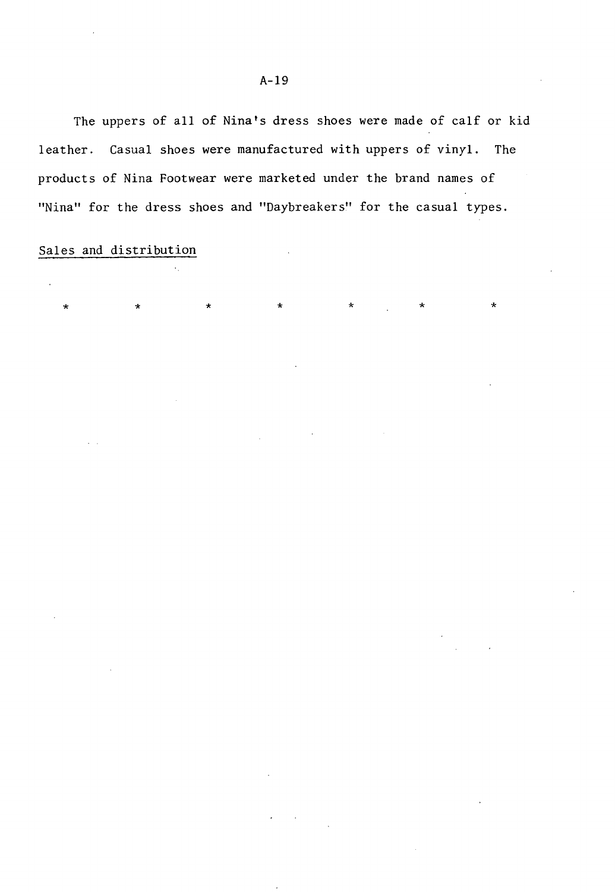The uppers of all of Nina's dress shoes were made of calf or kid leather. Casual shoes were manufactured with uppers of vinyl. The products of Nina Footwear were marketed under the brand names of "Nina" for the dress shoes and "Daybreakers" for the casual types.

Sales and distribution

*          *          *          *          *          *          *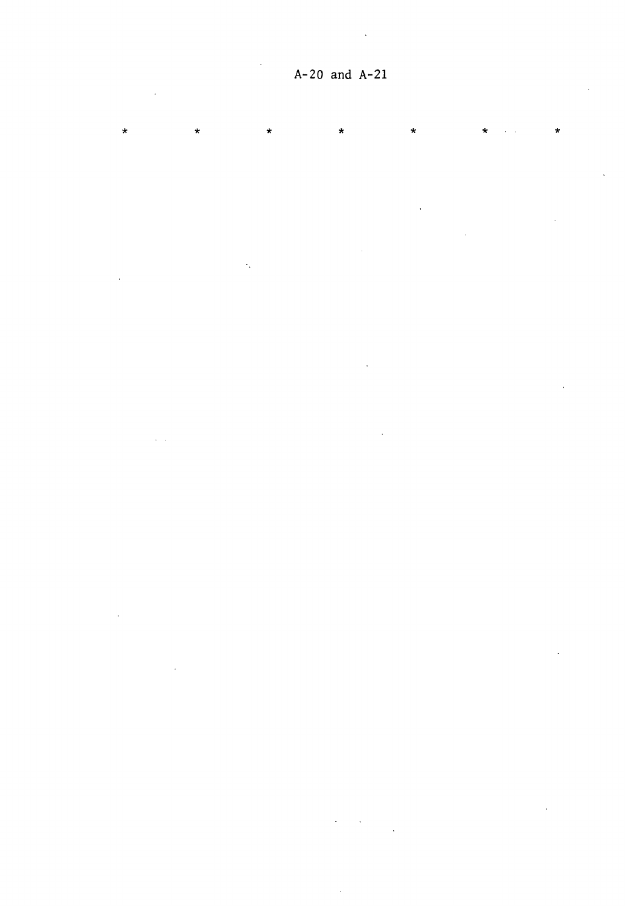A-20 and A-21

*            *            *            *            *            *            *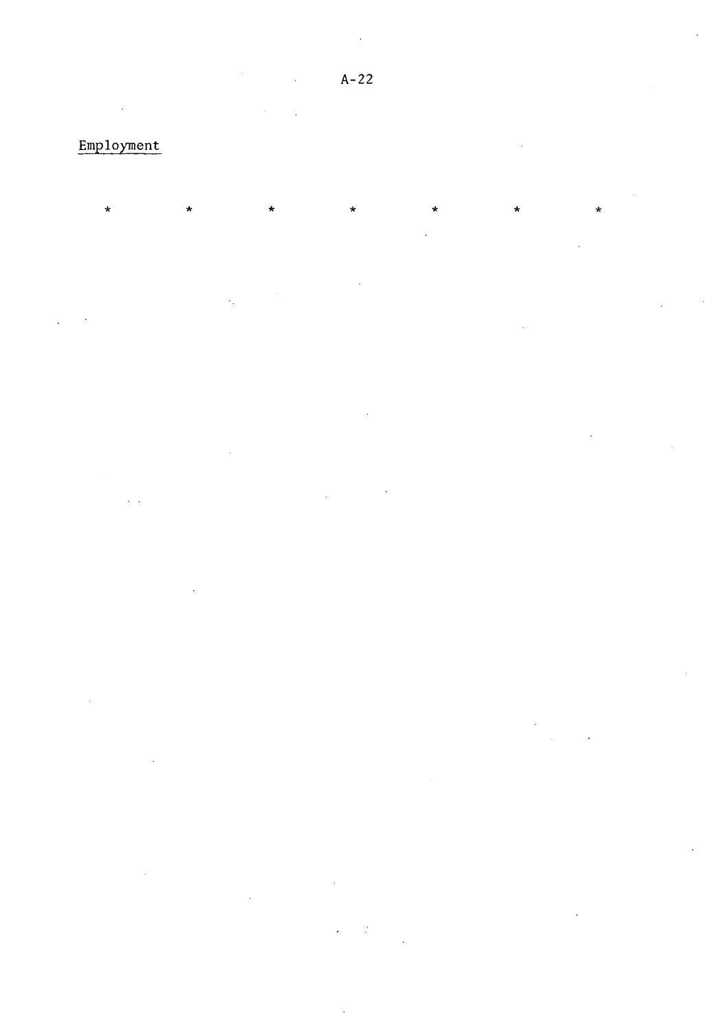Employment

\*       \*       \*       \*       \*       \*       \*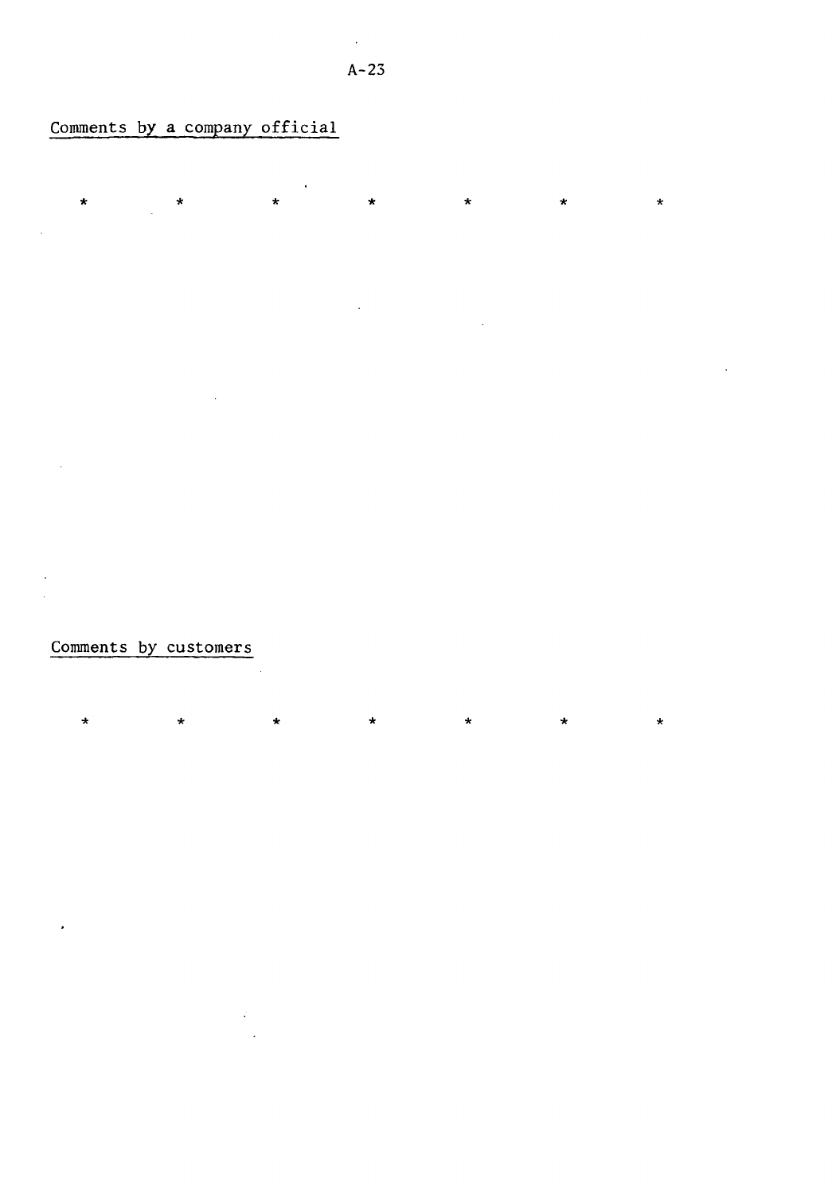Comments by a company official

\* \* \* \* \* \* \*

Comments by customers

\* \* \* \* \* \* \*

Comments by a company official

*       *       *       *       *       *       *

Comments by customers

*       *       *       *       *       *       *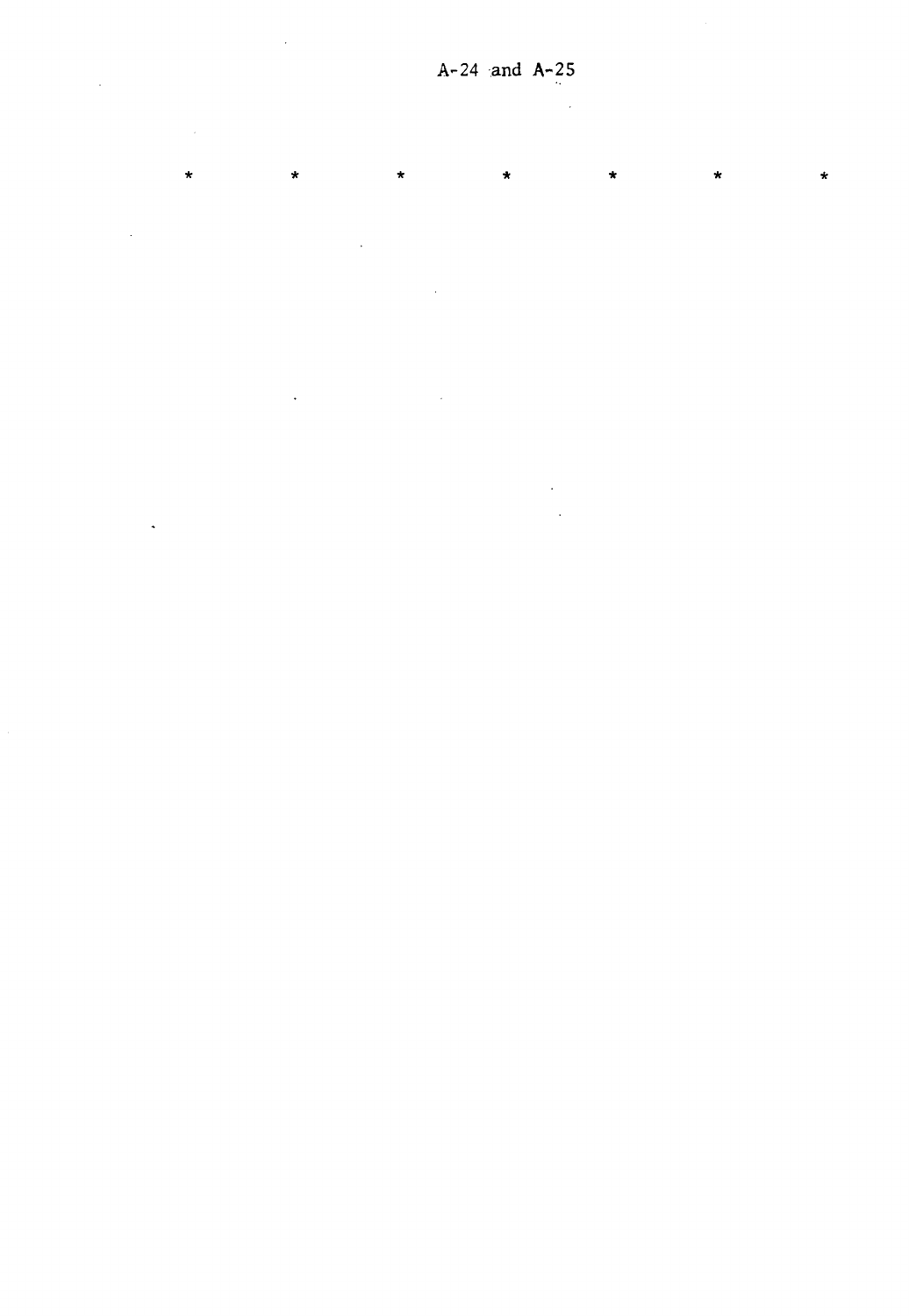A-24 and A-25

\*　　\*　　\*　　\*　　\*　　\*　　\*

A-24 and A-25

*　　*　　*　　*　　*　　*　　*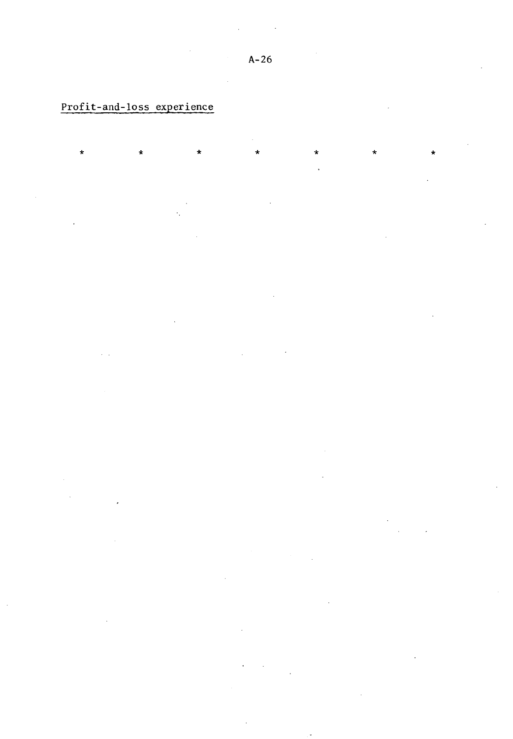Profit-and-loss experience

\*          \*          \*          \*          \*          \*          \*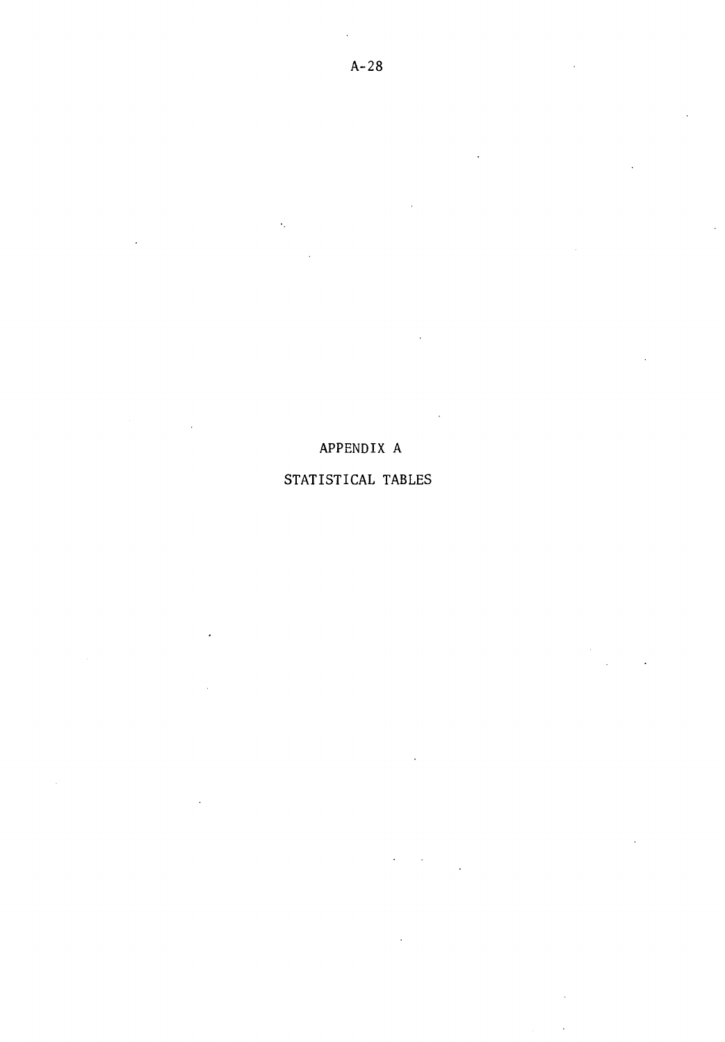# APPENDIX A

# STATISTICAL TABLES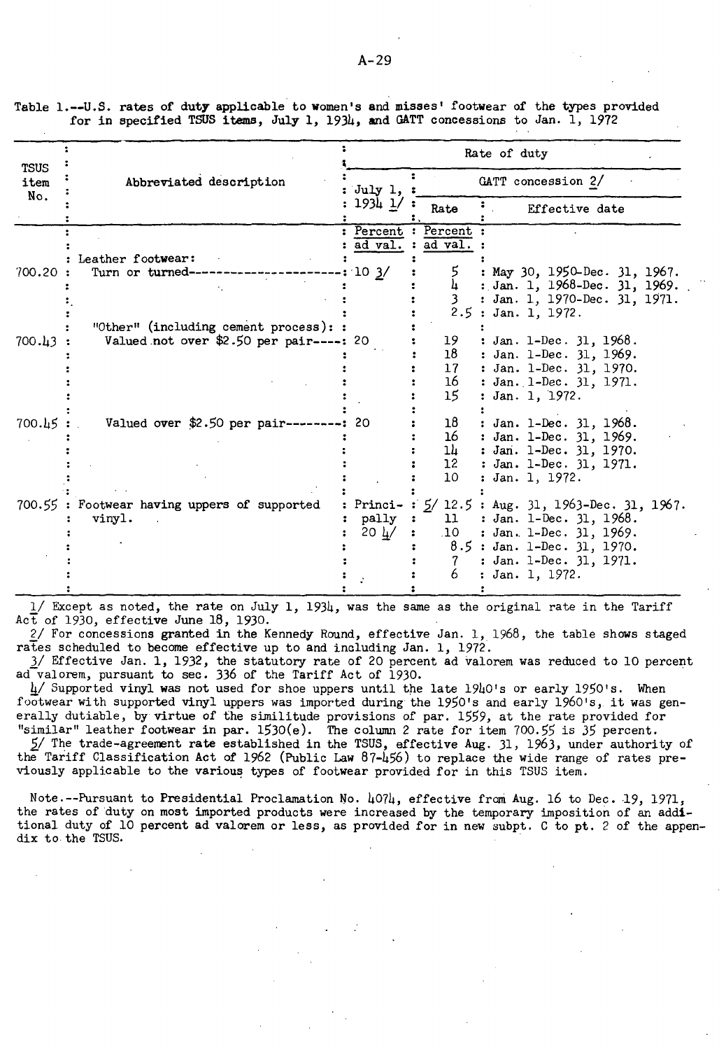Table 1.--U.S. rates of duty applicable to women's and misses' footwear of the types provided for in specified TSUS items, July 1, 1934, and GATT concessions to Jan. 1, 1972

| TSUS item No. | Abbreviated description | Rate of duty | | |
|---|---|---|---|---|
| | | July 1, 1934 1/ | GATT concession 2/ | |
| | | | Rate | Effective date |
| | | Percent ad val. | Percent ad val. | |
| | Leather footwear: | | | |
| 700.20 | Turn or turned---------------------- | 10 3/ | 5 | May 30, 1950-Dec. 31, 1967. |
| | | | 4 | Jan. 1, 1968-Dec. 31, 1969. |
| | | | 3 | Jan. 1, 1970-Dec. 31, 1971. |
| | | | 2.5 | Jan. 1, 1972. |
| | "Other" (including cement process): | | | |
| 700.43 | Valued not over $2.50 per pair---- | 20 | 19 | Jan. 1-Dec. 31, 1968. |
| | | | 18 | Jan. 1-Dec. 31, 1969. |
| | | | 17 | Jan. 1-Dec. 31, 1970. |
| | | | 16 | Jan. 1-Dec. 31, 1971. |
| | | | 15 | Jan. 1, 1972. |
| 700.45 | Valued over $2.50 per pair-------- | 20 | 18 | Jan. 1-Dec. 31, 1968. |
| | | | 16 | Jan. 1-Dec. 31, 1969. |
| | | | 14 | Jan. 1-Dec. 31, 1970. |
| | | | 12 | Jan. 1-Dec. 31, 1971. |
| | | | 10 | Jan. 1, 1972. |
| 700.55 | Footwear having uppers of supported vinyl. | Principally 20 4/ | 5/ 12.5 | Aug. 31, 1963-Dec. 31, 1967. |
| | | | 11 | Jan. 1-Dec. 31, 1968. |
| | | | 10 | Jan. 1-Dec. 31, 1969. |
| | | | 8.5 | Jan. 1-Dec. 31, 1970. |
| | | | 7 | Jan. 1-Dec. 31, 1971. |
| | | | 6 | Jan. 1, 1972. |

1/ Except as noted, the rate on July 1, 1934, was the same as the original rate in the Tariff Act of 1930, effective June 18, 1930.

2/ For concessions granted in the Kennedy Round, effective Jan. 1, 1968, the table shows staged rates scheduled to become effective up to and including Jan. 1, 1972.

3/ Effective Jan. 1, 1932, the statutory rate of 20 percent ad valorem was reduced to 10 percent ad valorem, pursuant to sec. 336 of the Tariff Act of 1930.

4/ Supported vinyl was not used for shoe uppers until the late 1940's or early 1950's. When footwear with supported vinyl uppers was imported during the 1950's and early 1960's, it was generally dutiable, by virtue of the similitude provisions of par. 1559, at the rate provided for "similar" leather footwear in par. 1530(e). The column 2 rate for item 700.55 is 35 percent.

5/ The trade-agreement rate established in the TSUS, effective Aug. 31, 1963, under authority of the Tariff Classification Act of 1962 (Public Law 87-456) to replace the wide range of rates previously applicable to the various types of footwear provided for in this TSUS item.

Note.--Pursuant to Presidential Proclamation No. 4074, effective from Aug. 16 to Dec. 19, 1971, the rates of duty on most imported products were increased by the temporary imposition of an additional duty of 10 percent ad valorem or less, as provided for in new subpt. C to pt. 2 of the appendix to the TSUS.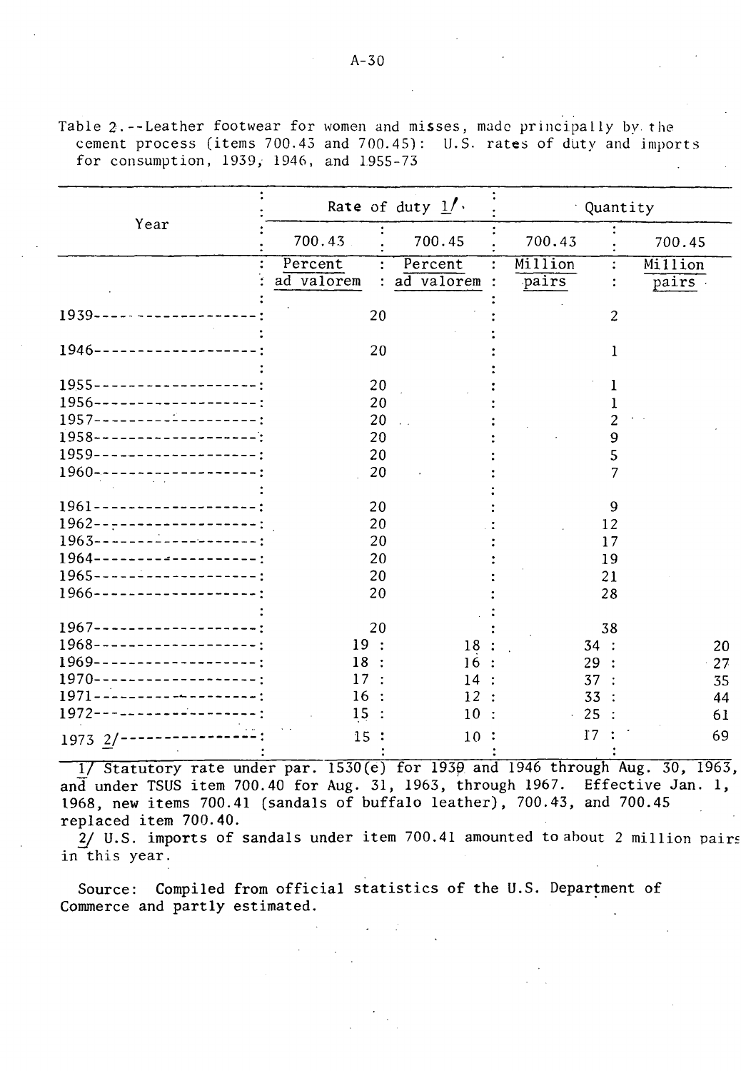Table 2.--Leather footwear for women and misses, made principally by the cement process (items 700.43 and 700.45): U.S. rates of duty and imports for consumption, 1939, 1946, and 1955-73

| Year | Rate of duty 1/ | | Quantity | |
|---|---|---|---|---|
| | 700.43 | 700.45 | 700.43 | 700.45 |
| | Percent ad valorem | Percent ad valorem | Million pairs | Million pairs |
| 1939 | 20 | | 2 | |
| 1946 | 20 | | 1 | |
| 1955 | 20 | | 1 | |
| 1956 | 20 | | 1 | |
| 1957 | 20 | | 2 | |
| 1958 | 20 | | 9 | |
| 1959 | 20 | | 5 | |
| 1960 | 20 | | 7 | |
| 1961 | 20 | | 9 | |
| 1962 | 20 | | 12 | |
| 1963 | 20 | | 17 | |
| 1964 | 20 | | 19 | |
| 1965 | 20 | | 21 | |
| 1966 | 20 | | 28 | |
| 1967 | 20 | | 38 | |
| 1968 | 19 | 18 | 34 | 20 |
| 1969 | 18 | 16 | 29 | 27 |
| 1970 | 17 | 14 | 37 | 35 |
| 1971 | 16 | 12 | 33 | 44 |
| 1972 | 15 | 10 | 25 | 61 |
| 1973 2/ | 15 | 10 | 17 | 69 |

1/ Statutory rate under par. 1530(e) for 1939 and 1946 through Aug. 30, 1963, and under TSUS item 700.40 for Aug. 31, 1963, through 1967. Effective Jan. 1, 1968, new items 700.41 (sandals of buffalo leather), 700.43, and 700.45 replaced item 700.40.

2/ U.S. imports of sandals under item 700.41 amounted to about 2 million pairs in this year.

Source: Compiled from official statistics of the U.S. Department of Commerce and partly estimated.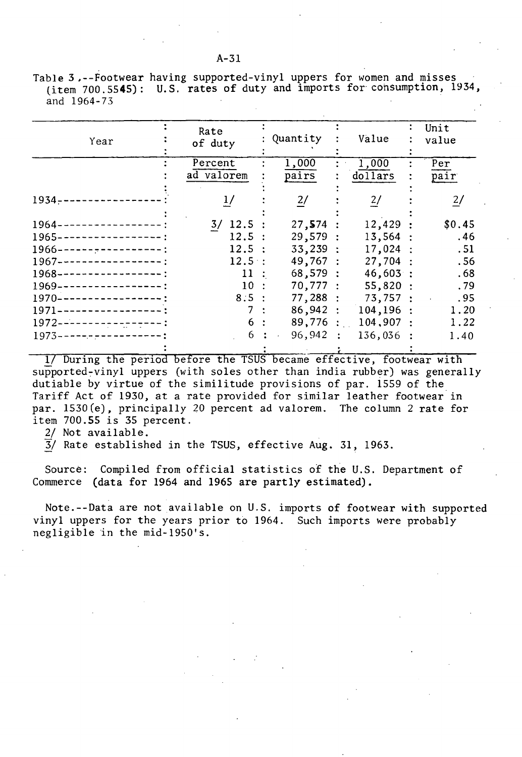Table 3.--Footwear having supported-vinyl uppers for women and misses (item 700.5545): U.S. rates of duty and imports for consumption, 1934, and 1964-73

| Year | Rate of duty | Quantity | Value | Unit value |
|---|---|---|---|---|
| | Percent ad valorem | 1,000 pairs | 1,000 dollars | Per pair |
| 1934 | 1/ | 2/ | 2/ | 2/ |
| 1964 | 3/ 12.5 | 27,574 | 12,429 | $0.45 |
| 1965 | 12.5 | 29,579 | 13,564 | .46 |
| 1966 | 12.5 | 33,239 | 17,024 | .51 |
| 1967 | 12.5 | 49,767 | 27,704 | .56 |
| 1968 | 11 | 68,579 | 46,603 | .68 |
| 1969 | 10 | 70,777 | 55,820 | .79 |
| 1970 | 8.5 | 77,288 | 73,757 | .95 |
| 1971 | 7 | 86,942 | 104,196 | 1.20 |
| 1972 | 6 | 89,776 | 104,907 | 1.22 |
| 1973 | 6 | 96,942 | 136,036 | 1.40 |

1/ During the period before the TSUS became effective, footwear with supported-vinyl uppers (with soles other than india rubber) was generally dutiable by virtue of the similitude provisions of par. 1559 of the Tariff Act of 1930, at a rate provided for similar leather footwear in par. 1530(e), principally 20 percent ad valorem. The column 2 rate for item 700.55 is 35 percent.

2/ Not available.

3/ Rate established in the TSUS, effective Aug. 31, 1963.

Source: Compiled from official statistics of the U.S. Department of Commerce (data for 1964 and 1965 are partly estimated).

Note.--Data are not available on U.S. imports of footwear with supported vinyl uppers for the years prior to 1964. Such imports were probably negligible in the mid-1950's.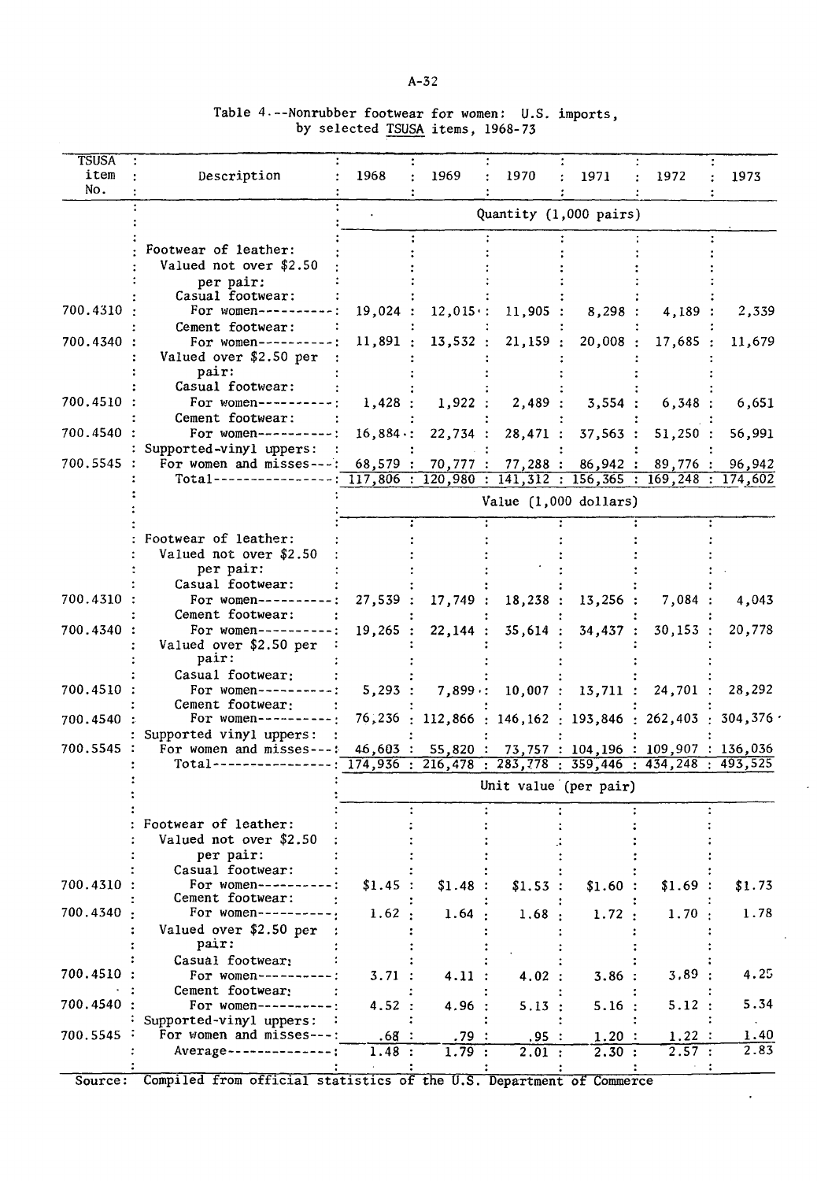Table 4.--Nonrubber footwear for women: U.S. imports, by selected TSUSA items, 1968-73

| TSUSA item No. | Description | 1968 | 1969 | 1970 | 1971 | 1972 | 1973 |
|---|---|---|---|---|---|---|---|
| | | Quantity (1,000 pairs) | | | | | |
| | Footwear of leather: | | | | | | |
| | Valued not over $2.50 per pair: | | | | | | |
| | Casual footwear: | | | | | | |
| 700.4310 | For women---------- | 19,024 | 12,015 | 11,905 | 8,298 | 4,189 | 2,339 |
| | Cement footwear: | | | | | | |
| 700.4340 | For women---------- | 11,891 | 13,532 | 21,159 | 20,008 | 17,685 | 11,679 |
| | Valued over $2.50 per pair: | | | | | | |
| | Casual footwear: | | | | | | |
| 700.4510 | For women---------- | 1,428 | 1,922 | 2,489 | 3,554 | 6,348 | 6,651 |
| | Cement footwear: | | | | | | |
| 700.4540 | For women---------- | 16,884 | 22,734 | 28,471 | 37,563 | 51,250 | 56,991 |
| | Supported-vinyl uppers: | | | | | | |
| 700.5545 | For women and misses--- | 68,579 | 70,777 | 77,288 | 86,942 | 89,776 | 96,942 |
| | Total---------------- | 117,806 | 120,980 | 141,312 | 156,365 | 169,248 | 174,602 |
| | | Value (1,000 dollars) | | | | | |
| | Footwear of leather: | | | | | | |
| | Valued not over $2.50 per pair: | | | | | | |
| | Casual footwear: | | | | | | |
| 700.4310 | For women---------- | 27,539 | 17,749 | 18,238 | 13,256 | 7,084 | 4,043 |
| | Cement footwear: | | | | | | |
| 700.4340 | For women---------- | 19,265 | 22,144 | 35,614 | 34,437 | 30,153 | 20,778 |
| | Valued over $2.50 per pair: | | | | | | |
| | Casual footwear: | | | | | | |
| 700.4510 | For women---------- | 5,293 | 7,899 | 10,007 | 13,711 | 24,701 | 28,292 |
| | Cement footwear: | | | | | | |
| 700.4540 | For women---------- | 76,236 | 112,866 | 146,162 | 193,846 | 262,403 | 304,376 |
| | Supported vinyl uppers: | | | | | | |
| 700.5545 | For women and misses--- | 46,603 | 55,820 | 73,757 | 104,196 | 109,907 | 136,036 |
| | Total---------------- | 174,936 | 216,478 | 283,778 | 359,446 | 434,248 | 493,525 |
| | | Unit value (per pair) | | | | | |
| | Footwear of leather: | | | | | | |
| | Valued not over $2.50 per pair: | | | | | | |
| | Casual footwear: | | | | | | |
| 700.4310 | For women---------- | $1.45 | $1.48 | $1.53 | $1.60 | $1.69 | $1.73 |
| | Cement footwear: | | | | | | |
| 700.4340 | For women---------- | 1.62 | 1.64 | 1.68 | 1.72 | 1.70 | 1.78 |
| | Valued over $2.50 per pair: | | | | | | |
| | Casual footwear: | | | | | | |
| 700.4510 | For women---------- | 3.71 | 4.11 | 4.02 | 3.86 | 3.89 | 4.25 |
| | Cement footwear: | | | | | | |
| 700.4540 | For women---------- | 4.52 | 4.96 | 5.13 | 5.16 | 5.12 | 5.34 |
| | Supported-vinyl uppers: | | | | | | |
| 700.5545 | For women and misses--- | .68 | .79 | .95 | 1.20 | 1.22 | 1.40 |
| | Average-------------- | 1.48 | 1.79 | 2.01 | 2.30 | 2.57 | 2.83 |

Source: Compiled from official statistics of the U.S. Department of Commerce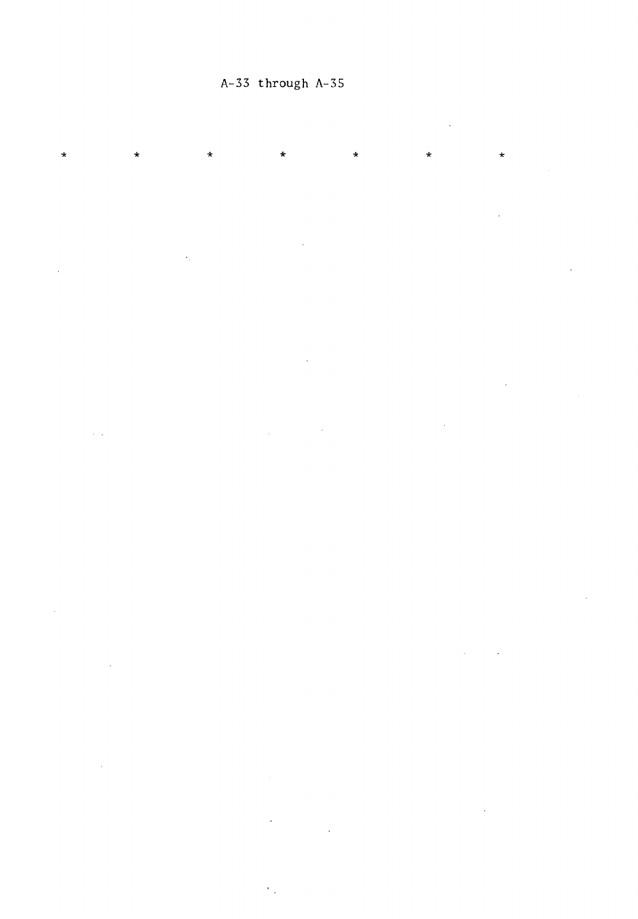A-33 through A-35

\*           \*           \*           \*           \*           \*           \*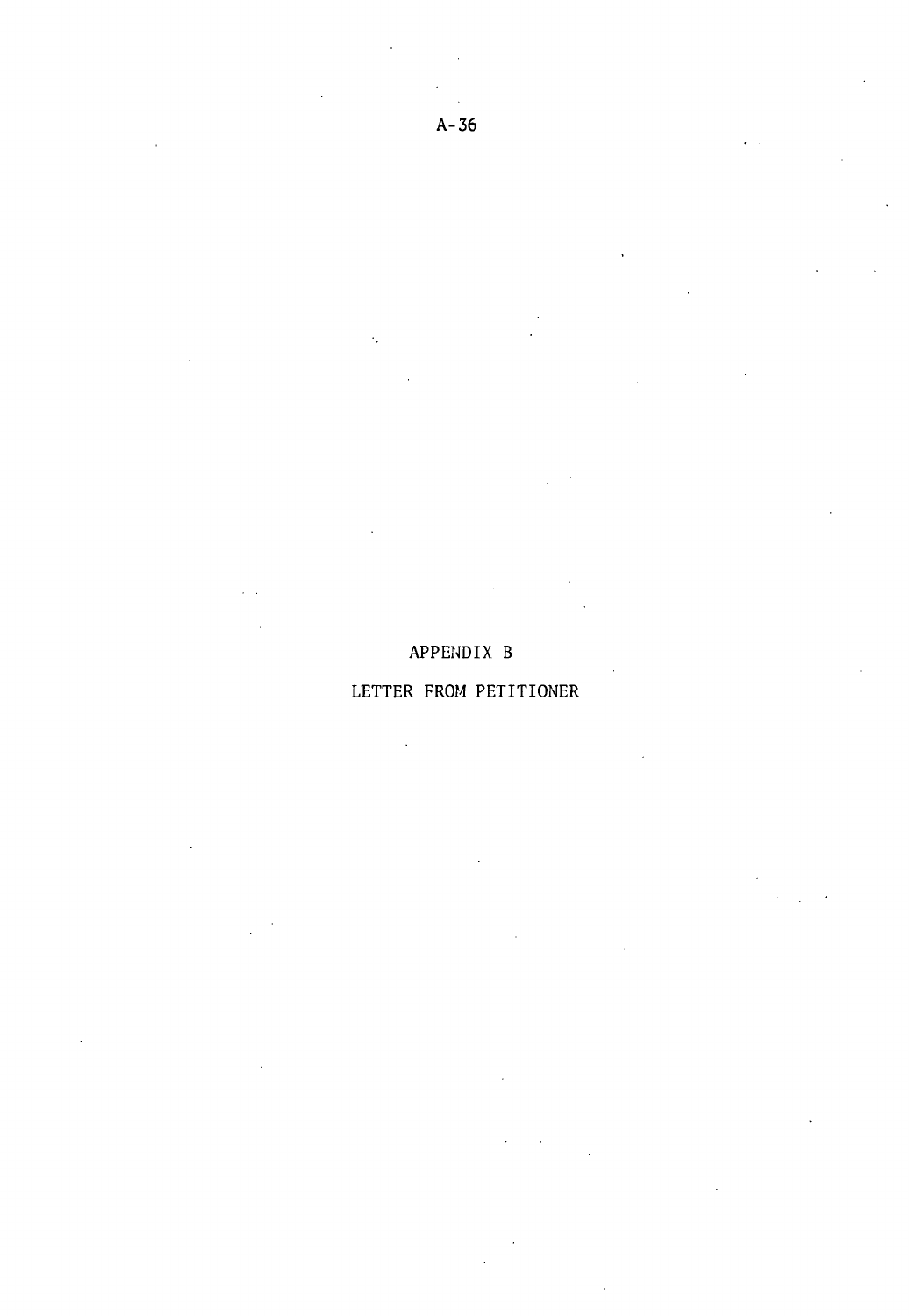# APPENDIX B

## LETTER FROM PETITIONER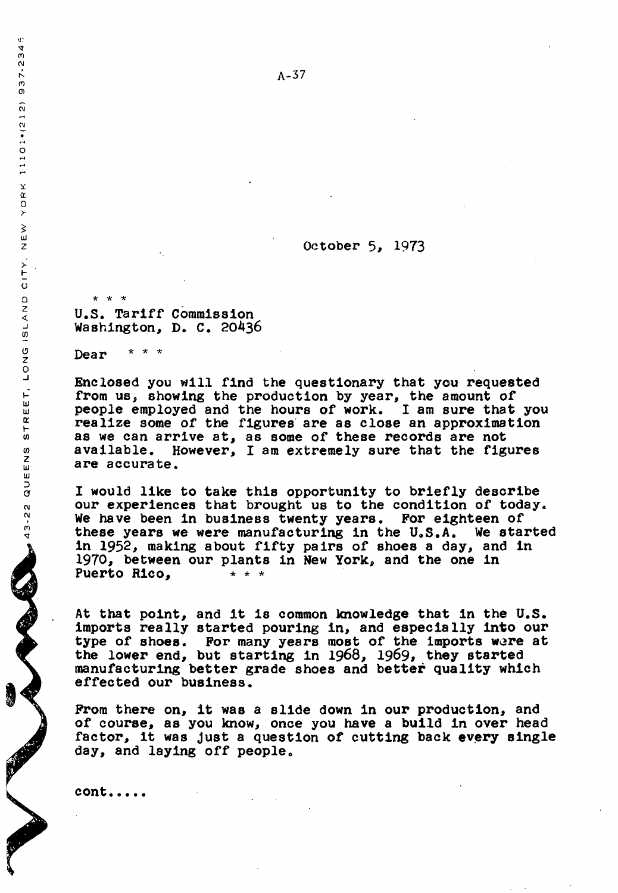A-37

October 5, 1973

\* \* \*
U.S. Tariff Commission
Washington, D. C. 20436

Dear \* \* \*

Enclosed you will find the questionary that you requested from us, showing the production by year, the amount of people employed and the hours of work. I am sure that you realize some of the figures are as close an approximation as we can arrive at, as some of these records are not available. However, I am extremely sure that the figures are accurate.

I would like to take this opportunity to briefly describe our experiences that brought us to the condition of today. We have been in business twenty years. For eighteen of these years we were manufacturing in the U.S.A. We started in 1952, making about fifty pairs of shoes a day, and in 1970, between our plants in New York, and the one in Puerto Rico, \* \* \*

At that point, and it is common knowledge that in the U.S. imports really started pouring in, and especially into our type of shoes. For many years most of the imports were at the lower end, but starting in 1968, 1969, they started manufacturing better grade shoes and better quality which effected our business.

From there on, it was a slide down in our production, and of course, as you know, once you have a build in over head factor, it was just a question of cutting back every single day, and laying off people.

cont.....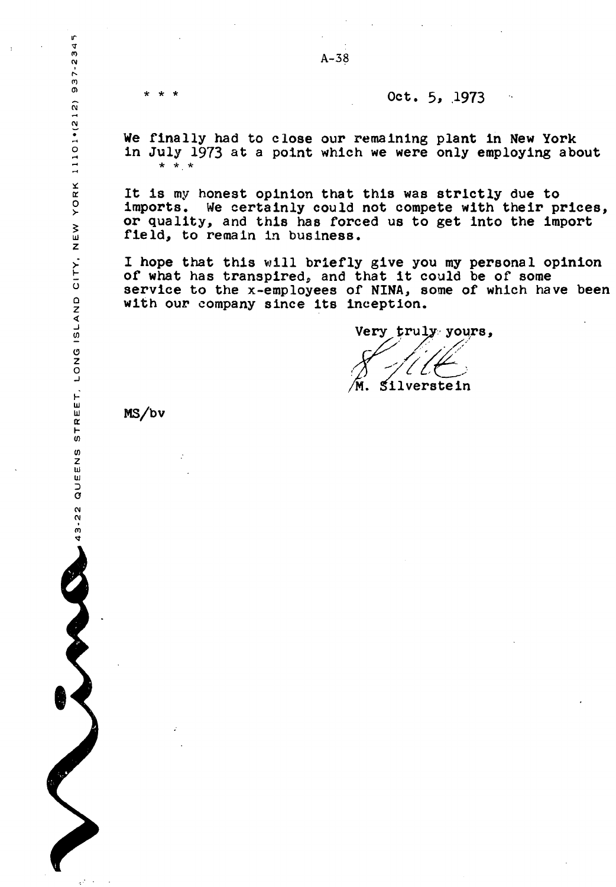\* \* \*

Oct. 5, 1973

We finally had to close our remaining plant in New York in July 1973 at a point which we were only employing about \* \* \*

It is my honest opinion that this was strictly due to imports. We certainly could not compete with their prices, or quality, and this has forced us to get into the import field, to remain in business.

I hope that this will briefly give you my personal opinion of what has transpired, and that it could be of some service to the x-employees of NINA, some of which have been with our company since its inception.

Very truly yours,

M. Silverstein

MS/bv

43-22 QUEENS STREET, LONG ISLAND CITY, NEW YORK 11101•(212) 937-2345

Nina